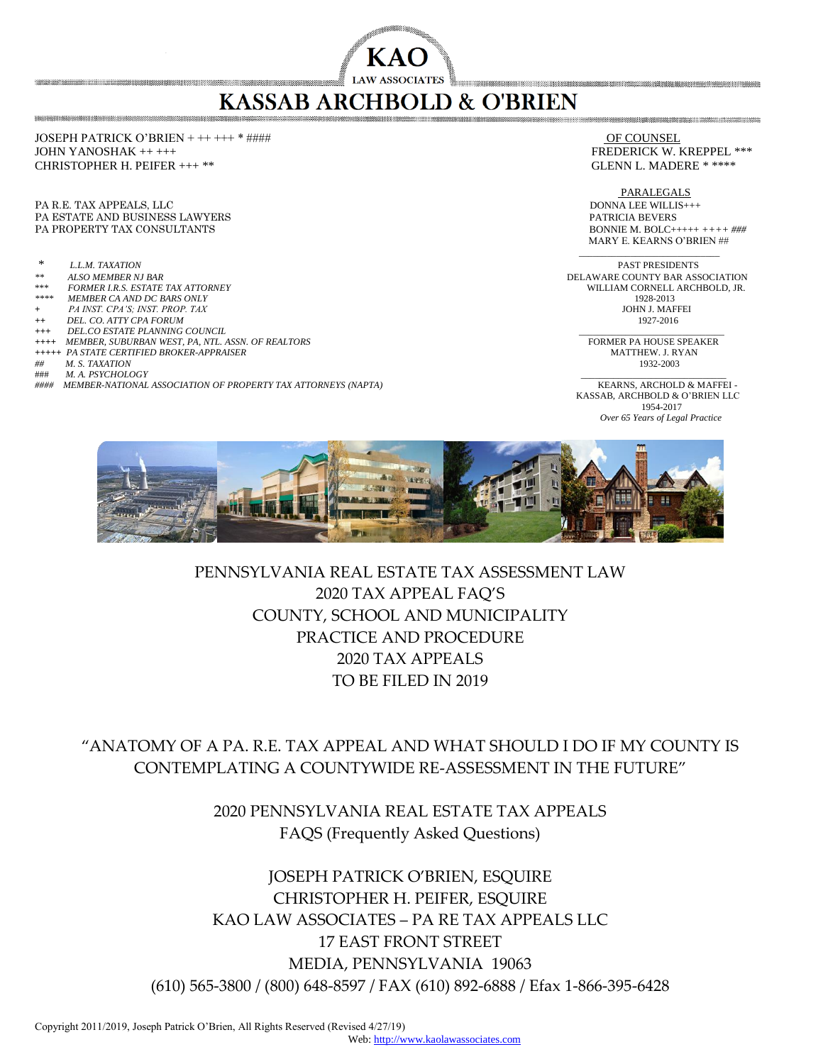# KAO LAW ASSOCIATES

# KASSAB ARCHBOLD & O'BRIEN

JOSEPH PATRICK O'BRIEN + ++ +++ * ####
JOHN YANOSHAK ++ +++
CHRISTOPHER H. PEIFER +++ **

PA R.E. TAX APPEALS, LLC
PA ESTATE AND BUSINESS LAWYERS
PA PROPERTY TAX CONSULTANTS

- *L.L.M. TAXATION* (*)
- *ALSO MEMBER NJ BAR* (**)
- *FORMER I.R.S. ESTATE TAX ATTORNEY* (***)
- *MEMBER CA AND DC BARS ONLY* (****)
- *PA INST. CPA'S; INST. PROP. TAX* (+)
- *DEL. CO. ATTY CPA FORUM* (++)
- *DEL.CO ESTATE PLANNING COUNCIL* (+++)
- *MEMBER, SUBURBAN WEST, PA, NTL. ASSN. OF REALTORS* (++++)
- *PA STATE CERTIFIED BROKER-APPRAISER* (+++++)
- *M. S. TAXATION* (##)
- *M. A. PSYCHOLOGY* (###)
- *MEMBER-NATIONAL ASSOCIATION OF PROPERTY TAX ATTORNEYS (NAPTA)* (####)

OF COUNSEL
FREDERICK W. KREPPEL ***
GLENN L. MADERE * ****

PARALEGALS
DONNA LEE WILLIS+++
PATRICIA BEVERS
BONNIE M. BOLC+++++ ++++ ###
MARY E. KEARNS O'BRIEN ##

PAST PRESIDENTS
DELAWARE COUNTY BAR ASSOCIATION
WILLIAM CORNELL ARCHBOLD, JR.
1928-2013
JOHN J. MAFFEI
1927-2016

FORMER PA HOUSE SPEAKER
MATTHEW. J. RYAN
1932-2003

KEARNS, ARCHOLD & MAFFEI -
KASSAB, ARCHBOLD & O'BRIEN LLC
1954-2017
*Over 65 Years of Legal Practice*

## PENNSYLVANIA REAL ESTATE TAX ASSESSMENT LAW
## 2020 TAX APPEAL FAQ'S
## COUNTY, SCHOOL AND MUNICIPALITY
## PRACTICE AND PROCEDURE
## 2020 TAX APPEALS
## TO BE FILED IN 2019

## "ANATOMY OF A PA. R.E. TAX APPEAL AND WHAT SHOULD I DO IF MY COUNTY IS CONTEMPLATING A COUNTYWIDE RE-ASSESSMENT IN THE FUTURE"

## 2020 PENNSYLVANIA REAL ESTATE TAX APPEALS
## FAQS (Frequently Asked Questions)

JOSEPH PATRICK O'BRIEN, ESQUIRE
CHRISTOPHER H. PEIFER, ESQUIRE
KAO LAW ASSOCIATES – PA RE TAX APPEALS LLC
17 EAST FRONT STREET
MEDIA, PENNSYLVANIA 19063
(610) 565-3800 / (800) 648-8597 / FAX (610) 892-6888 / Efax 1-866-395-6428

Copyright 2011/2019, Joseph Patrick O'Brien, All Rights Reserved (Revised 4/27/19)
Web: http://www.kaolawassociates.com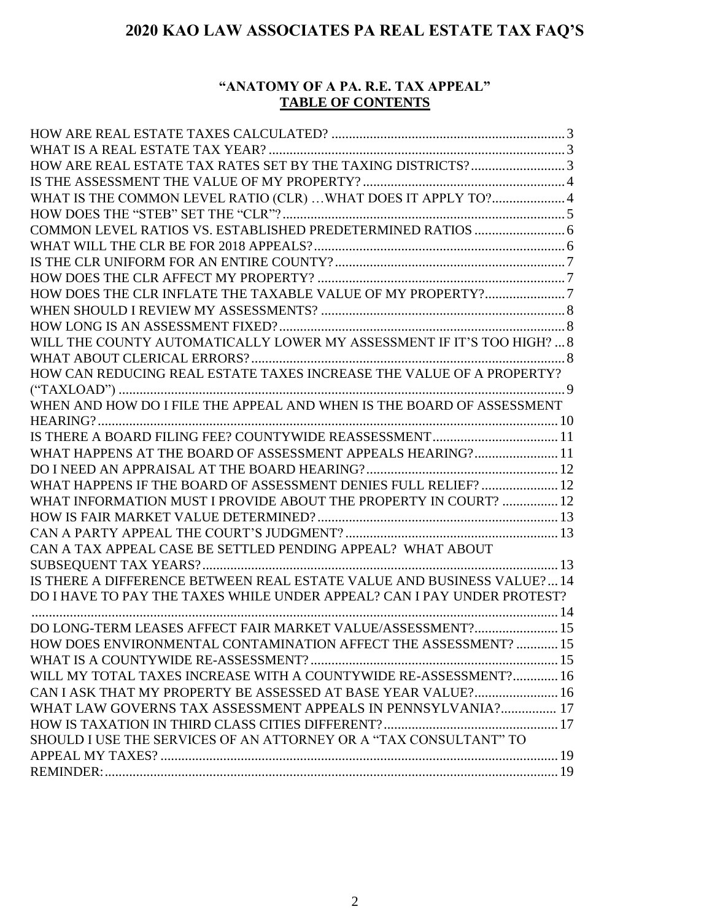# 2020 KAO LAW ASSOCIATES PA REAL ESTATE TAX FAQ'S

## "ANATOMY OF A PA. R.E. TAX APPEAL"
## TABLE OF CONTENTS

HOW ARE REAL ESTATE TAXES CALCULATED? .... 3
WHAT IS A REAL ESTATE TAX YEAR? .... 3
HOW ARE REAL ESTATE TAX RATES SET BY THE TAXING DISTRICTS? .... 3
IS THE ASSESSMENT THE VALUE OF MY PROPERTY? .... 4
WHAT IS THE COMMON LEVEL RATIO (CLR) …WHAT DOES IT APPLY TO? .... 4
HOW DOES THE "STEB" SET THE "CLR"? .... 5
COMMON LEVEL RATIOS VS. ESTABLISHED PREDETERMINED RATIOS .... 6
WHAT WILL THE CLR BE FOR 2018 APPEALS? .... 6
IS THE CLR UNIFORM FOR AN ENTIRE COUNTY? .... 7
HOW DOES THE CLR AFFECT MY PROPERTY? .... 7
HOW DOES THE CLR INFLATE THE TAXABLE VALUE OF MY PROPERTY? .... 7
WHEN SHOULD I REVIEW MY ASSESSMENTS? .... 8
HOW LONG IS AN ASSESSMENT FIXED? .... 8
WILL THE COUNTY AUTOMATICALLY LOWER MY ASSESSMENT IF IT'S TOO HIGH? .... 8
WHAT ABOUT CLERICAL ERRORS? .... 8
HOW CAN REDUCING REAL ESTATE TAXES INCREASE THE VALUE OF A PROPERTY? ("TAXLOAD") .... 9
WHEN AND HOW DO I FILE THE APPEAL AND WHEN IS THE BOARD OF ASSESSMENT HEARING? .... 10
IS THERE A BOARD FILING FEE? COUNTYWIDE REASSESSMENT .... 11
WHAT HAPPENS AT THE BOARD OF ASSESSMENT APPEALS HEARING? .... 11
DO I NEED AN APPRAISAL AT THE BOARD HEARING? .... 12
WHAT HAPPENS IF THE BOARD OF ASSESSMENT DENIES FULL RELIEF? .... 12
WHAT INFORMATION MUST I PROVIDE ABOUT THE PROPERTY IN COURT? .... 12
HOW IS FAIR MARKET VALUE DETERMINED? .... 13
CAN A PARTY APPEAL THE COURT'S JUDGMENT? .... 13
CAN A TAX APPEAL CASE BE SETTLED PENDING APPEAL? WHAT ABOUT SUBSEQUENT TAX YEARS? .... 13
IS THERE A DIFFERENCE BETWEEN REAL ESTATE VALUE AND BUSINESS VALUE? .... 14
DO I HAVE TO PAY THE TAXES WHILE UNDER APPEAL? CAN I PAY UNDER PROTEST? .... 14
DO LONG-TERM LEASES AFFECT FAIR MARKET VALUE/ASSESSMENT? .... 15
HOW DOES ENVIRONMENTAL CONTAMINATION AFFECT THE ASSESSMENT? .... 15
WHAT IS A COUNTYWIDE RE-ASSESSMENT? .... 15
WILL MY TOTAL TAXES INCREASE WITH A COUNTYWIDE RE-ASSESSMENT? .... 16
CAN I ASK THAT MY PROPERTY BE ASSESSED AT BASE YEAR VALUE? .... 16
WHAT LAW GOVERNS TAX ASSESSMENT APPEALS IN PENNSYLVANIA? .... 17
HOW IS TAXATION IN THIRD CLASS CITIES DIFFERENT? .... 17
SHOULD I USE THE SERVICES OF AN ATTORNEY OR A "TAX CONSULTANT" TO APPEAL MY TAXES? .... 19
REMINDER: .... 19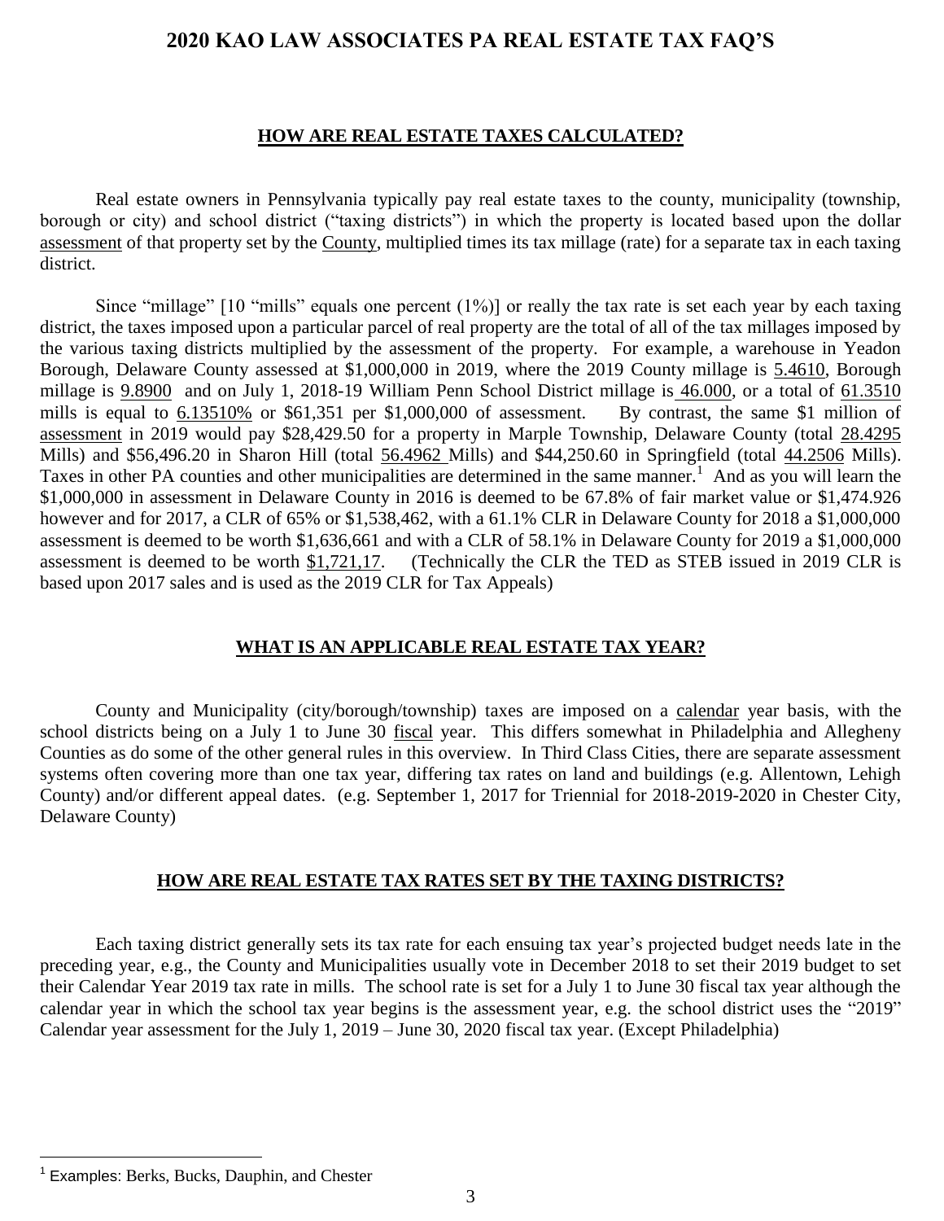# 2020 KAO LAW ASSOCIATES PA REAL ESTATE TAX FAQ'S

## HOW ARE REAL ESTATE TAXES CALCULATED?

Real estate owners in Pennsylvania typically pay real estate taxes to the county, municipality (township, borough or city) and school district ("taxing districts") in which the property is located based upon the dollar assessment of that property set by the County, multiplied times its tax millage (rate) for a separate tax in each taxing district.

Since "millage" [10 "mills" equals one percent (1%)] or really the tax rate is set each year by each taxing district, the taxes imposed upon a particular parcel of real property are the total of all of the tax millages imposed by the various taxing districts multiplied by the assessment of the property. For example, a warehouse in Yeadon Borough, Delaware County assessed at $1,000,000 in 2019, where the 2019 County millage is 5.4610, Borough millage is 9.8900 and on July 1, 2018-19 William Penn School District millage is 46.000, or a total of 61.3510 mills is equal to 6.13510% or $61,351 per $1,000,000 of assessment. By contrast, the same $1 million of assessment in 2019 would pay $28,429.50 for a property in Marple Township, Delaware County (total 28.4295 Mills) and $56,496.20 in Sharon Hill (total 56.4962 Mills) and $44,250.60 in Springfield (total 44.2506 Mills). Taxes in other PA counties and other municipalities are determined in the same manner.[1] And as you will learn the $1,000,000 in assessment in Delaware County in 2016 is deemed to be 67.8% of fair market value or $1,474.926 however and for 2017, a CLR of 65% or $1,538,462, with a 61.1% CLR in Delaware County for 2018 a $1,000,000 assessment is deemed to be worth $1,636,661 and with a CLR of 58.1% in Delaware County for 2019 a $1,000,000 assessment is deemed to be worth $1,721,17. (Technically the CLR the TED as STEB issued in 2019 CLR is based upon 2017 sales and is used as the 2019 CLR for Tax Appeals)

## WHAT IS AN APPLICABLE REAL ESTATE TAX YEAR?

County and Municipality (city/borough/township) taxes are imposed on a calendar year basis, with the school districts being on a July 1 to June 30 fiscal year. This differs somewhat in Philadelphia and Allegheny Counties as do some of the other general rules in this overview. In Third Class Cities, there are separate assessment systems often covering more than one tax year, differing tax rates on land and buildings (e.g. Allentown, Lehigh County) and/or different appeal dates. (e.g. September 1, 2017 for Triennial for 2018-2019-2020 in Chester City, Delaware County)

## HOW ARE REAL ESTATE TAX RATES SET BY THE TAXING DISTRICTS?

Each taxing district generally sets its tax rate for each ensuing tax year's projected budget needs late in the preceding year, e.g., the County and Municipalities usually vote in December 2018 to set their 2019 budget to set their Calendar Year 2019 tax rate in mills. The school rate is set for a July 1 to June 30 fiscal tax year although the calendar year in which the school tax year begins is the assessment year, e.g. the school district uses the "2019" Calendar year assessment for the July 1, 2019 – June 30, 2020 fiscal tax year. (Except Philadelphia)

---

[1] Examples: Berks, Bucks, Dauphin, and Chester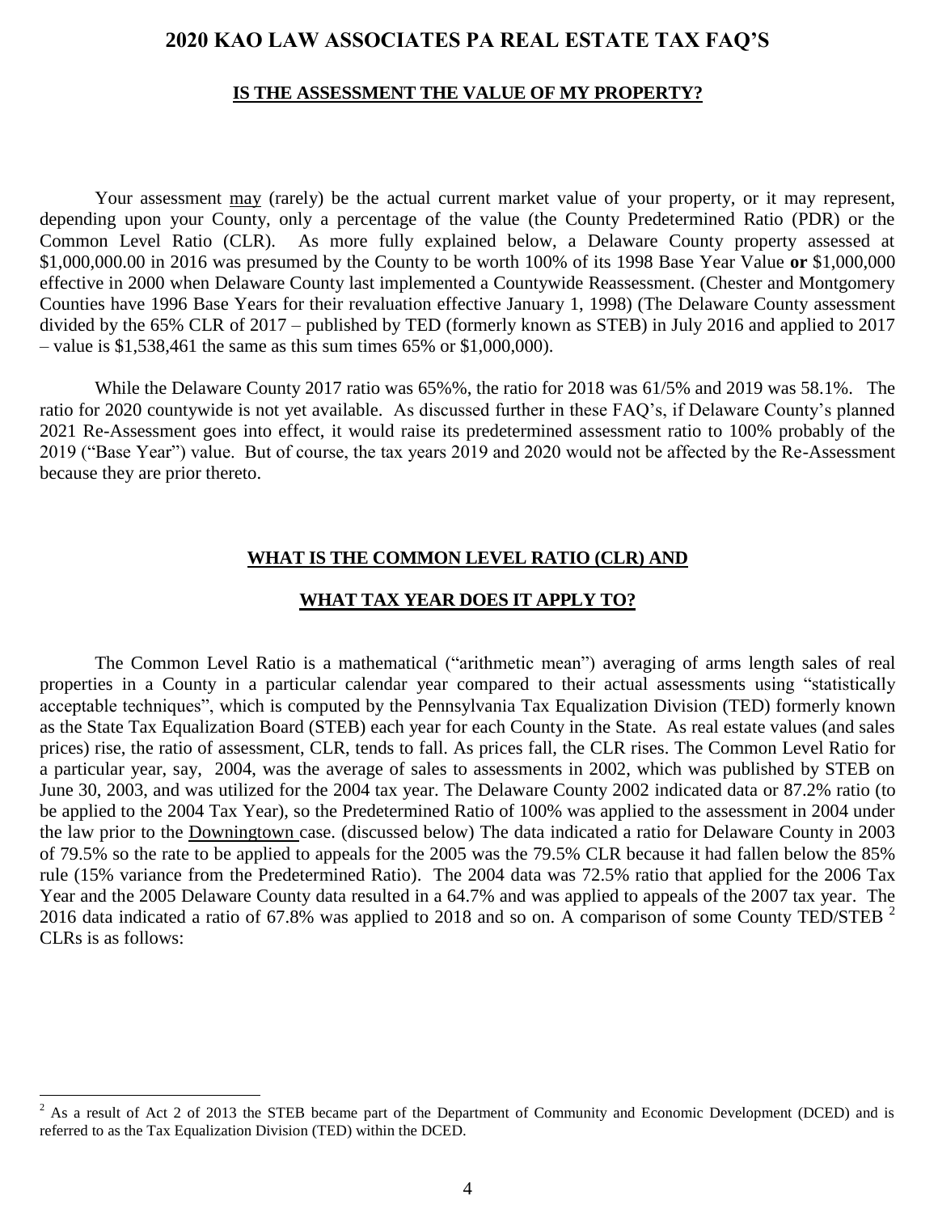# 2020 KAO LAW ASSOCIATES PA REAL ESTATE TAX FAQ'S

## IS THE ASSESSMENT THE VALUE OF MY PROPERTY?

Your assessment may (rarely) be the actual current market value of your property, or it may represent, depending upon your County, only a percentage of the value (the County Predetermined Ratio (PDR) or the Common Level Ratio (CLR). As more fully explained below, a Delaware County property assessed at $1,000,000.00 in 2016 was presumed by the County to be worth 100% of its 1998 Base Year Value **or** $1,000,000 effective in 2000 when Delaware County last implemented a Countywide Reassessment. (Chester and Montgomery Counties have 1996 Base Years for their revaluation effective January 1, 1998) (The Delaware County assessment divided by the 65% CLR of 2017 – published by TED (formerly known as STEB) in July 2016 and applied to 2017 – value is $1,538,461 the same as this sum times 65% or $1,000,000).

While the Delaware County 2017 ratio was 65%%, the ratio for 2018 was 61/5% and 2019 was 58.1%. The ratio for 2020 countywide is not yet available. As discussed further in these FAQ's, if Delaware County's planned 2021 Re-Assessment goes into effect, it would raise its predetermined assessment ratio to 100% probably of the 2019 ("Base Year") value. But of course, the tax years 2019 and 2020 would not be affected by the Re-Assessment because they are prior thereto.

## WHAT IS THE COMMON LEVEL RATIO (CLR) AND WHAT TAX YEAR DOES IT APPLY TO?

The Common Level Ratio is a mathematical ("arithmetic mean") averaging of arms length sales of real properties in a County in a particular calendar year compared to their actual assessments using "statistically acceptable techniques", which is computed by the Pennsylvania Tax Equalization Division (TED) formerly known as the State Tax Equalization Board (STEB) each year for each County in the State. As real estate values (and sales prices) rise, the ratio of assessment, CLR, tends to fall. As prices fall, the CLR rises. The Common Level Ratio for a particular year, say, 2004, was the average of sales to assessments in 2002, which was published by STEB on June 30, 2003, and was utilized for the 2004 tax year. The Delaware County 2002 indicated data or 87.2% ratio (to be applied to the 2004 Tax Year), so the Predetermined Ratio of 100% was applied to the assessment in 2004 under the law prior to the Downingtown case. (discussed below) The data indicated a ratio for Delaware County in 2003 of 79.5% so the rate to be applied to appeals for the 2005 was the 79.5% CLR because it had fallen below the 85% rule (15% variance from the Predetermined Ratio). The 2004 data was 72.5% ratio that applied for the 2006 Tax Year and the 2005 Delaware County data resulted in a 64.7% and was applied to appeals of the 2007 tax year. The 2016 data indicated a ratio of 67.8% was applied to 2018 and so on. A comparison of some County TED/STEB [2] CLRs is as follows:

[2] As a result of Act 2 of 2013 the STEB became part of the Department of Community and Economic Development (DCED) and is referred to as the Tax Equalization Division (TED) within the DCED.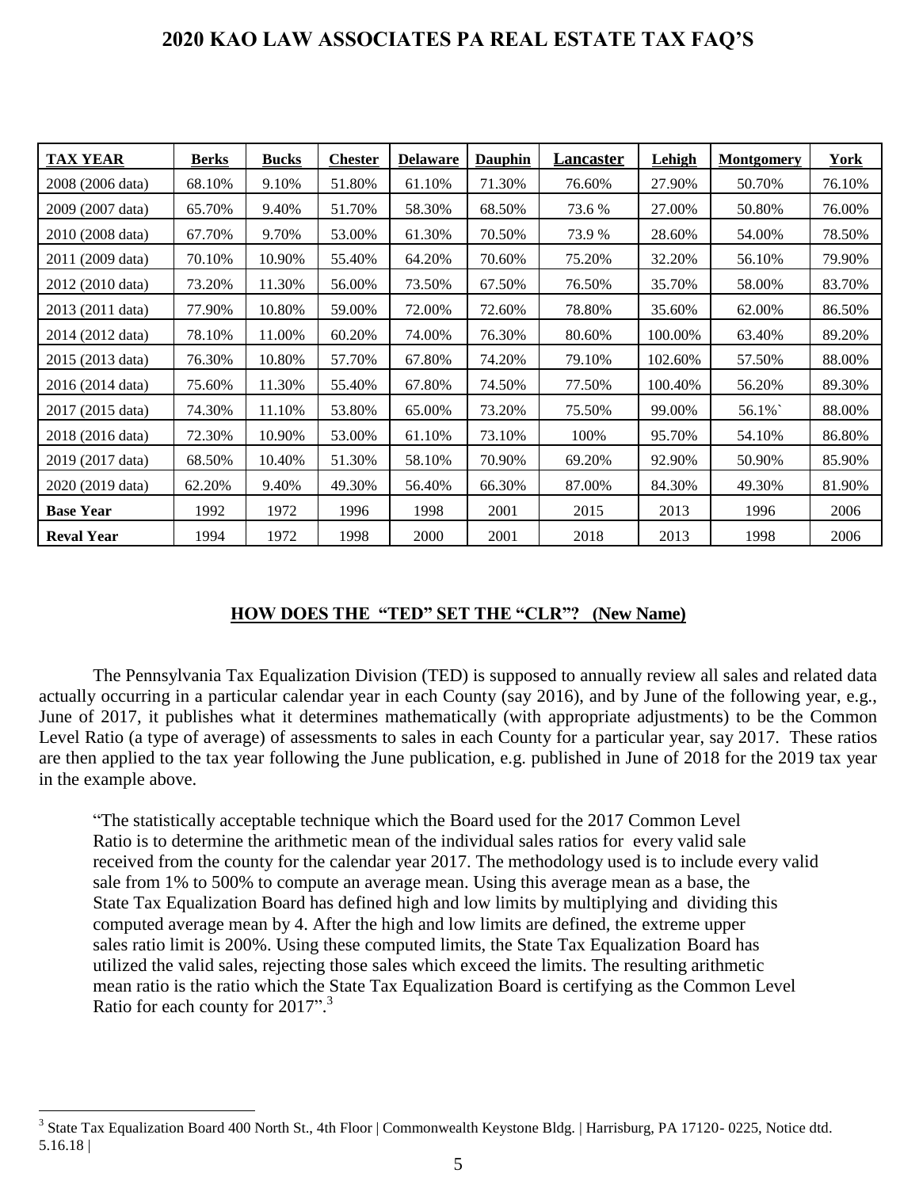# 2020 KAO LAW ASSOCIATES PA REAL ESTATE TAX FAQ'S

| TAX YEAR | Berks | Bucks | Chester | Delaware | Dauphin | Lancaster | Lehigh | Montgomery | York |
|---|---|---|---|---|---|---|---|---|---|
| 2008 (2006 data) | 68.10% | 9.10% | 51.80% | 61.10% | 71.30% | 76.60% | 27.90% | 50.70% | 76.10% |
| 2009 (2007 data) | 65.70% | 9.40% | 51.70% | 58.30% | 68.50% | 73.6 % | 27.00% | 50.80% | 76.00% |
| 2010 (2008 data) | 67.70% | 9.70% | 53.00% | 61.30% | 70.50% | 73.9 % | 28.60% | 54.00% | 78.50% |
| 2011 (2009 data) | 70.10% | 10.90% | 55.40% | 64.20% | 70.60% | 75.20% | 32.20% | 56.10% | 79.90% |
| 2012 (2010 data) | 73.20% | 11.30% | 56.00% | 73.50% | 67.50% | 76.50% | 35.70% | 58.00% | 83.70% |
| 2013 (2011 data) | 77.90% | 10.80% | 59.00% | 72.00% | 72.60% | 78.80% | 35.60% | 62.00% | 86.50% |
| 2014 (2012 data) | 78.10% | 11.00% | 60.20% | 74.00% | 76.30% | 80.60% | 100.00% | 63.40% | 89.20% |
| 2015 (2013 data) | 76.30% | 10.80% | 57.70% | 67.80% | 74.20% | 79.10% | 102.60% | 57.50% | 88.00% |
| 2016 (2014 data) | 75.60% | 11.30% | 55.40% | 67.80% | 74.50% | 77.50% | 100.40% | 56.20% | 89.30% |
| 2017 (2015 data) | 74.30% | 11.10% | 53.80% | 65.00% | 73.20% | 75.50% | 99.00% | 56.1%` | 88.00% |
| 2018 (2016 data) | 72.30% | 10.90% | 53.00% | 61.10% | 73.10% | 100% | 95.70% | 54.10% | 86.80% |
| 2019 (2017 data) | 68.50% | 10.40% | 51.30% | 58.10% | 70.90% | 69.20% | 92.90% | 50.90% | 85.90% |
| 2020 (2019 data) | 62.20% | 9.40% | 49.30% | 56.40% | 66.30% | 87.00% | 84.30% | 49.30% | 81.90% |
| **Base Year** | 1992 | 1972 | 1996 | 1998 | 2001 | 2015 | 2013 | 1996 | 2006 |
| **Reval Year** | 1994 | 1972 | 1998 | 2000 | 2001 | 2018 | 2013 | 1998 | 2006 |

## HOW DOES THE "TED" SET THE "CLR"? (New Name)

The Pennsylvania Tax Equalization Division (TED) is supposed to annually review all sales and related data actually occurring in a particular calendar year in each County (say 2016), and by June of the following year, e.g., June of 2017, it publishes what it determines mathematically (with appropriate adjustments) to be the Common Level Ratio (a type of average) of assessments to sales in each County for a particular year, say 2017. These ratios are then applied to the tax year following the June publication, e.g. published in June of 2018 for the 2019 tax year in the example above.

> "The statistically acceptable technique which the Board used for the 2017 Common Level Ratio is to determine the arithmetic mean of the individual sales ratios for every valid sale received from the county for the calendar year 2017. The methodology used is to include every valid sale from 1% to 500% to compute an average mean. Using this average mean as a base, the State Tax Equalization Board has defined high and low limits by multiplying and dividing this computed average mean by 4. After the high and low limits are defined, the extreme upper sales ratio limit is 200%. Using these computed limits, the State Tax Equalization Board has utilized the valid sales, rejecting those sales which exceed the limits. The resulting arithmetic mean ratio is the ratio which the State Tax Equalization Board is certifying as the Common Level Ratio for each county for 2017".[3]

[3] State Tax Equalization Board 400 North St., 4th Floor | Commonwealth Keystone Bldg. | Harrisburg, PA 17120- 0225, Notice dtd. 5.16.18 |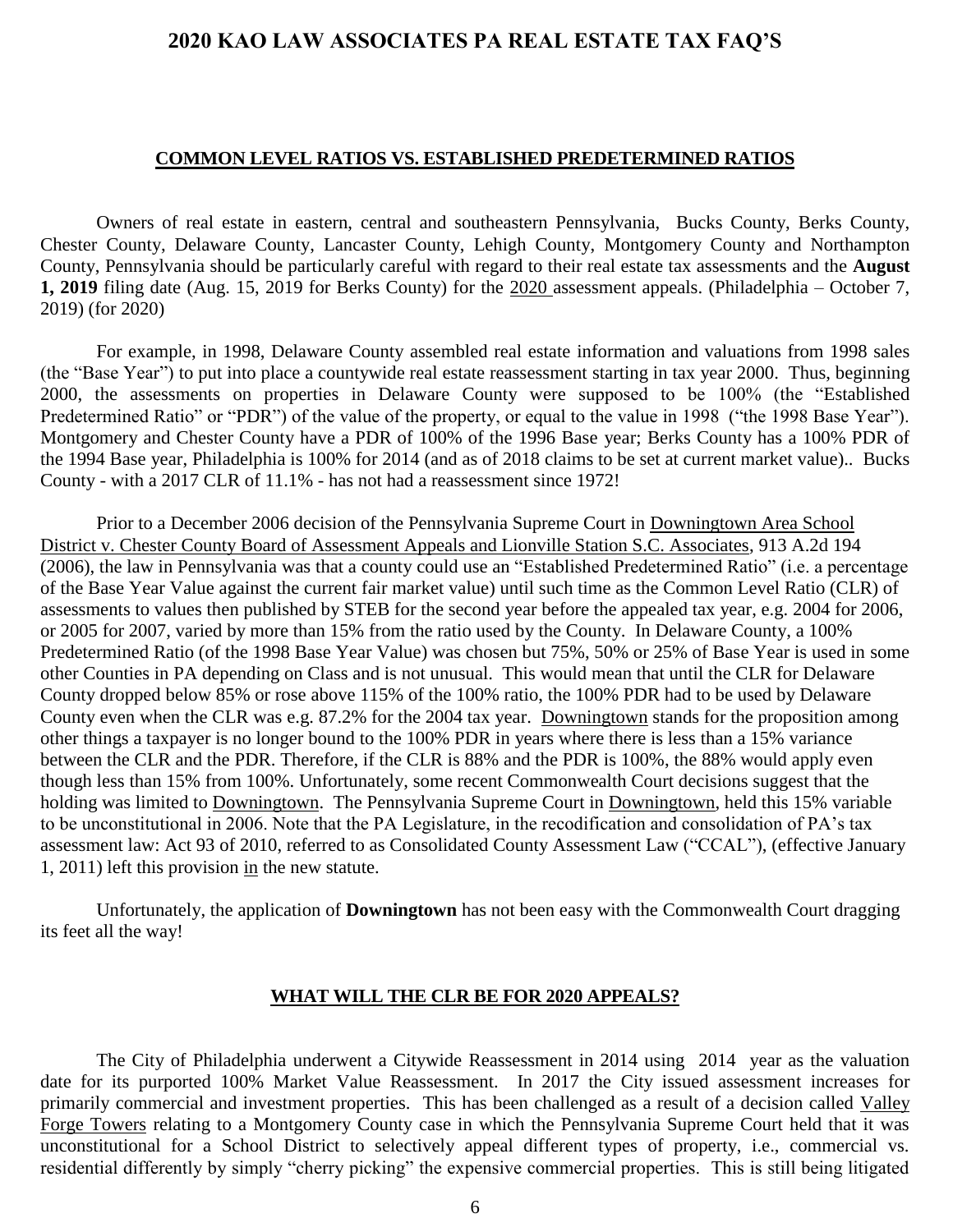# 2020 KAO LAW ASSOCIATES PA REAL ESTATE TAX FAQ'S

## COMMON LEVEL RATIOS VS. ESTABLISHED PREDETERMINED RATIOS

Owners of real estate in eastern, central and southeastern Pennsylvania, Bucks County, Berks County, Chester County, Delaware County, Lancaster County, Lehigh County, Montgomery County and Northampton County, Pennsylvania should be particularly careful with regard to their real estate tax assessments and the **August 1, 2019** filing date (Aug. 15, 2019 for Berks County) for the 2020 assessment appeals. (Philadelphia – October 7, 2019) (for 2020)

For example, in 1998, Delaware County assembled real estate information and valuations from 1998 sales (the "Base Year") to put into place a countywide real estate reassessment starting in tax year 2000. Thus, beginning 2000, the assessments on properties in Delaware County were supposed to be 100% (the "Established Predetermined Ratio" or "PDR") of the value of the property, or equal to the value in 1998 ("the 1998 Base Year"). Montgomery and Chester County have a PDR of 100% of the 1996 Base year; Berks County has a 100% PDR of the 1994 Base year, Philadelphia is 100% for 2014 (and as of 2018 claims to be set at current market value).. Bucks County - with a 2017 CLR of 11.1% - has not had a reassessment since 1972!

Prior to a December 2006 decision of the Pennsylvania Supreme Court in Downingtown Area School District v. Chester County Board of Assessment Appeals and Lionville Station S.C. Associates, 913 A.2d 194 (2006), the law in Pennsylvania was that a county could use an "Established Predetermined Ratio" (i.e. a percentage of the Base Year Value against the current fair market value) until such time as the Common Level Ratio (CLR) of assessments to values then published by STEB for the second year before the appealed tax year, e.g. 2004 for 2006, or 2005 for 2007, varied by more than 15% from the ratio used by the County. In Delaware County, a 100% Predetermined Ratio (of the 1998 Base Year Value) was chosen but 75%, 50% or 25% of Base Year is used in some other Counties in PA depending on Class and is not unusual. This would mean that until the CLR for Delaware County dropped below 85% or rose above 115% of the 100% ratio, the 100% PDR had to be used by Delaware County even when the CLR was e.g. 87.2% for the 2004 tax year. Downingtown stands for the proposition among other things a taxpayer is no longer bound to the 100% PDR in years where there is less than a 15% variance between the CLR and the PDR. Therefore, if the CLR is 88% and the PDR is 100%, the 88% would apply even though less than 15% from 100%. Unfortunately, some recent Commonwealth Court decisions suggest that the holding was limited to Downingtown. The Pennsylvania Supreme Court in Downingtown, held this 15% variable to be unconstitutional in 2006. Note that the PA Legislature, in the recodification and consolidation of PA's tax assessment law: Act 93 of 2010, referred to as Consolidated County Assessment Law ("CCAL"), (effective January 1, 2011) left this provision in the new statute.

Unfortunately, the application of **Downingtown** has not been easy with the Commonwealth Court dragging its feet all the way!

## WHAT WILL THE CLR BE FOR 2020 APPEALS?

The City of Philadelphia underwent a Citywide Reassessment in 2014 using 2014 year as the valuation date for its purported 100% Market Value Reassessment. In 2017 the City issued assessment increases for primarily commercial and investment properties. This has been challenged as a result of a decision called Valley Forge Towers relating to a Montgomery County case in which the Pennsylvania Supreme Court held that it was unconstitutional for a School District to selectively appeal different types of property, i.e., commercial vs. residential differently by simply "cherry picking" the expensive commercial properties. This is still being litigated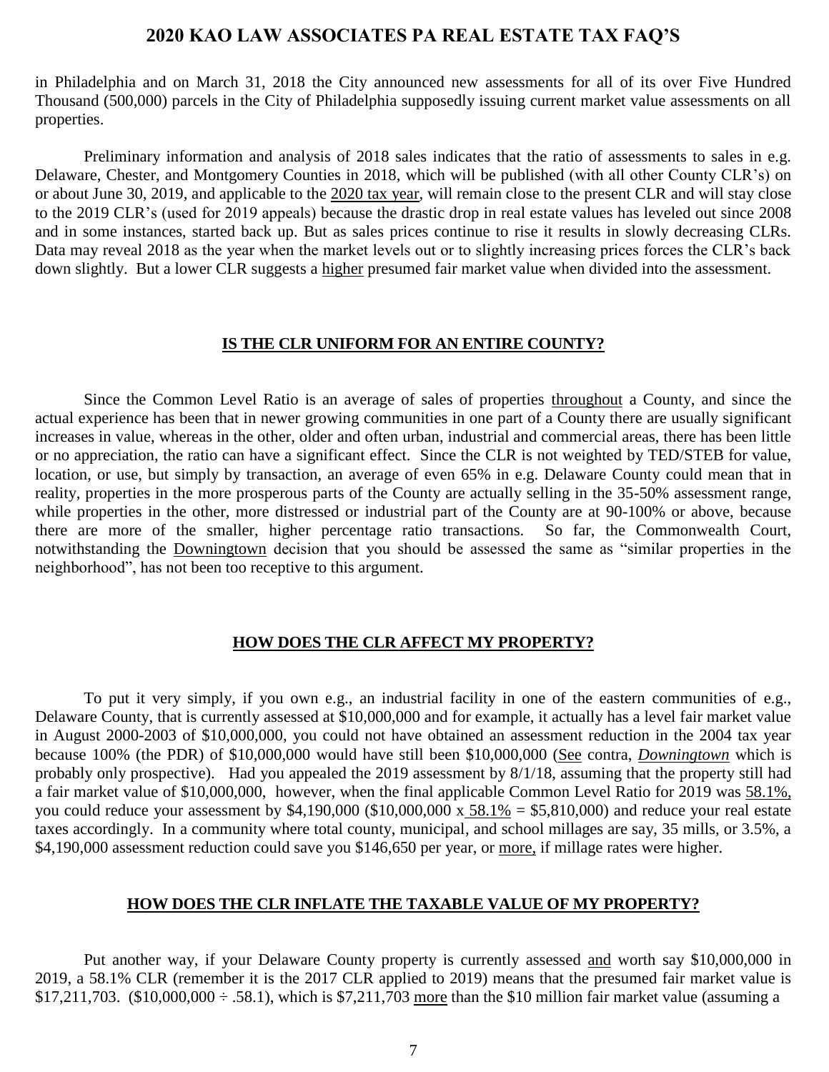in Philadelphia and on March 31, 2018 the City announced new assessments for all of its over Five Hundred Thousand (500,000) parcels in the City of Philadelphia supposedly issuing current market value assessments on all properties.

Preliminary information and analysis of 2018 sales indicates that the ratio of assessments to sales in e.g. Delaware, Chester, and Montgomery Counties in 2018, which will be published (with all other County CLR's) on or about June 30, 2019, and applicable to the 2020 tax year, will remain close to the present CLR and will stay close to the 2019 CLR's (used for 2019 appeals) because the drastic drop in real estate values has leveled out since 2008 and in some instances, started back up. But as sales prices continue to rise it results in slowly decreasing CLRs. Data may reveal 2018 as the year when the market levels out or to slightly increasing prices forces the CLR's back down slightly. But a lower CLR suggests a higher presumed fair market value when divided into the assessment.

## IS THE CLR UNIFORM FOR AN ENTIRE COUNTY?

Since the Common Level Ratio is an average of sales of properties throughout a County, and since the actual experience has been that in newer growing communities in one part of a County there are usually significant increases in value, whereas in the other, older and often urban, industrial and commercial areas, there has been little or no appreciation, the ratio can have a significant effect. Since the CLR is not weighted by TED/STEB for value, location, or use, but simply by transaction, an average of even 65% in e.g. Delaware County could mean that in reality, properties in the more prosperous parts of the County are actually selling in the 35-50% assessment range, while properties in the other, more distressed or industrial part of the County are at 90-100% or above, because there are more of the smaller, higher percentage ratio transactions. So far, the Commonwealth Court, notwithstanding the Downingtown decision that you should be assessed the same as "similar properties in the neighborhood", has not been too receptive to this argument.

## HOW DOES THE CLR AFFECT MY PROPERTY?

To put it very simply, if you own e.g., an industrial facility in one of the eastern communities of e.g., Delaware County, that is currently assessed at \$10,000,000 and for example, it actually has a level fair market value in August 2000-2003 of \$10,000,000, you could not have obtained an assessment reduction in the 2004 tax year because 100% (the PDR) of \$10,000,000 would have still been \$10,000,000 (See contra, *Downingtown* which is probably only prospective). Had you appealed the 2019 assessment by 8/1/18, assuming that the property still had a fair market value of \$10,000,000, however, when the final applicable Common Level Ratio for 2019 was 58.1%, you could reduce your assessment by \$4,190,000 (\$10,000,000 x 58.1% = \$5,810,000) and reduce your real estate taxes accordingly. In a community where total county, municipal, and school millages are say, 35 mills, or 3.5%, a \$4,190,000 assessment reduction could save you \$146,650 per year, or more, if millage rates were higher.

## HOW DOES THE CLR INFLATE THE TAXABLE VALUE OF MY PROPERTY?

Put another way, if your Delaware County property is currently assessed and worth say \$10,000,000 in 2019, a 58.1% CLR (remember it is the 2017 CLR applied to 2019) means that the presumed fair market value is \$17,211,703. (\$10,000,000 ÷ .58.1), which is \$7,211,703 more than the \$10 million fair market value (assuming a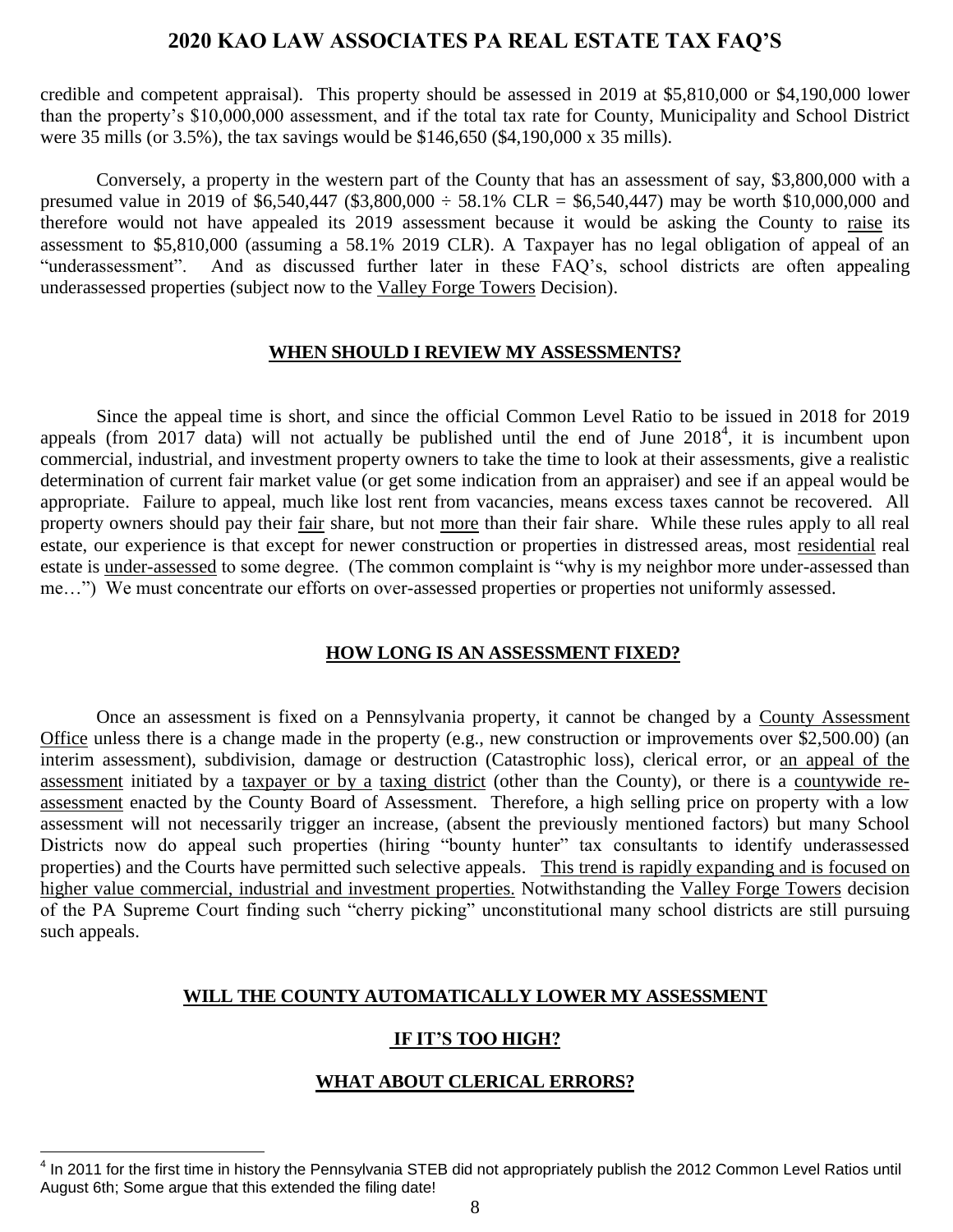credible and competent appraisal). This property should be assessed in 2019 at $5,810,000 or $4,190,000 lower than the property's $10,000,000 assessment, and if the total tax rate for County, Municipality and School District were 35 mills (or 3.5%), the tax savings would be $146,650 ($4,190,000 x 35 mills).

Conversely, a property in the western part of the County that has an assessment of say, $3,800,000 with a presumed value in 2019 of $6,540,447 ($3,800,000 ÷ 58.1% CLR = $6,540,447) may be worth $10,000,000 and therefore would not have appealed its 2019 assessment because it would be asking the County to raise its assessment to $5,810,000 (assuming a 58.1% 2019 CLR). A Taxpayer has no legal obligation of appeal of an "underassessment". And as discussed further later in these FAQ's, school districts are often appealing underassessed properties (subject now to the Valley Forge Towers Decision).

## WHEN SHOULD I REVIEW MY ASSESSMENTS?

Since the appeal time is short, and since the official Common Level Ratio to be issued in 2018 for 2019 appeals (from 2017 data) will not actually be published until the end of June 2018[4], it is incumbent upon commercial, industrial, and investment property owners to take the time to look at their assessments, give a realistic determination of current fair market value (or get some indication from an appraiser) and see if an appeal would be appropriate. Failure to appeal, much like lost rent from vacancies, means excess taxes cannot be recovered. All property owners should pay their fair share, but not more than their fair share. While these rules apply to all real estate, our experience is that except for newer construction or properties in distressed areas, most residential real estate is under-assessed to some degree. (The common complaint is "why is my neighbor more under-assessed than me…") We must concentrate our efforts on over-assessed properties or properties not uniformly assessed.

## HOW LONG IS AN ASSESSMENT FIXED?

Once an assessment is fixed on a Pennsylvania property, it cannot be changed by a County Assessment Office unless there is a change made in the property (e.g., new construction or improvements over $2,500.00) (an interim assessment), subdivision, damage or destruction (Catastrophic loss), clerical error, or an appeal of the assessment initiated by a taxpayer or by a taxing district (other than the County), or there is a countywide re-assessment enacted by the County Board of Assessment. Therefore, a high selling price on property with a low assessment will not necessarily trigger an increase, (absent the previously mentioned factors) but many School Districts now do appeal such properties (hiring "bounty hunter" tax consultants to identify underassessed properties) and the Courts have permitted such selective appeals. This trend is rapidly expanding and is focused on higher value commercial, industrial and investment properties. Notwithstanding the Valley Forge Towers decision of the PA Supreme Court finding such "cherry picking" unconstitutional many school districts are still pursuing such appeals.

## WILL THE COUNTY AUTOMATICALLY LOWER MY ASSESSMENT IF IT'S TOO HIGH?

## WHAT ABOUT CLERICAL ERRORS?

---

[4] In 2011 for the first time in history the Pennsylvania STEB did not appropriately publish the 2012 Common Level Ratios until August 6th; Some argue that this extended the filing date!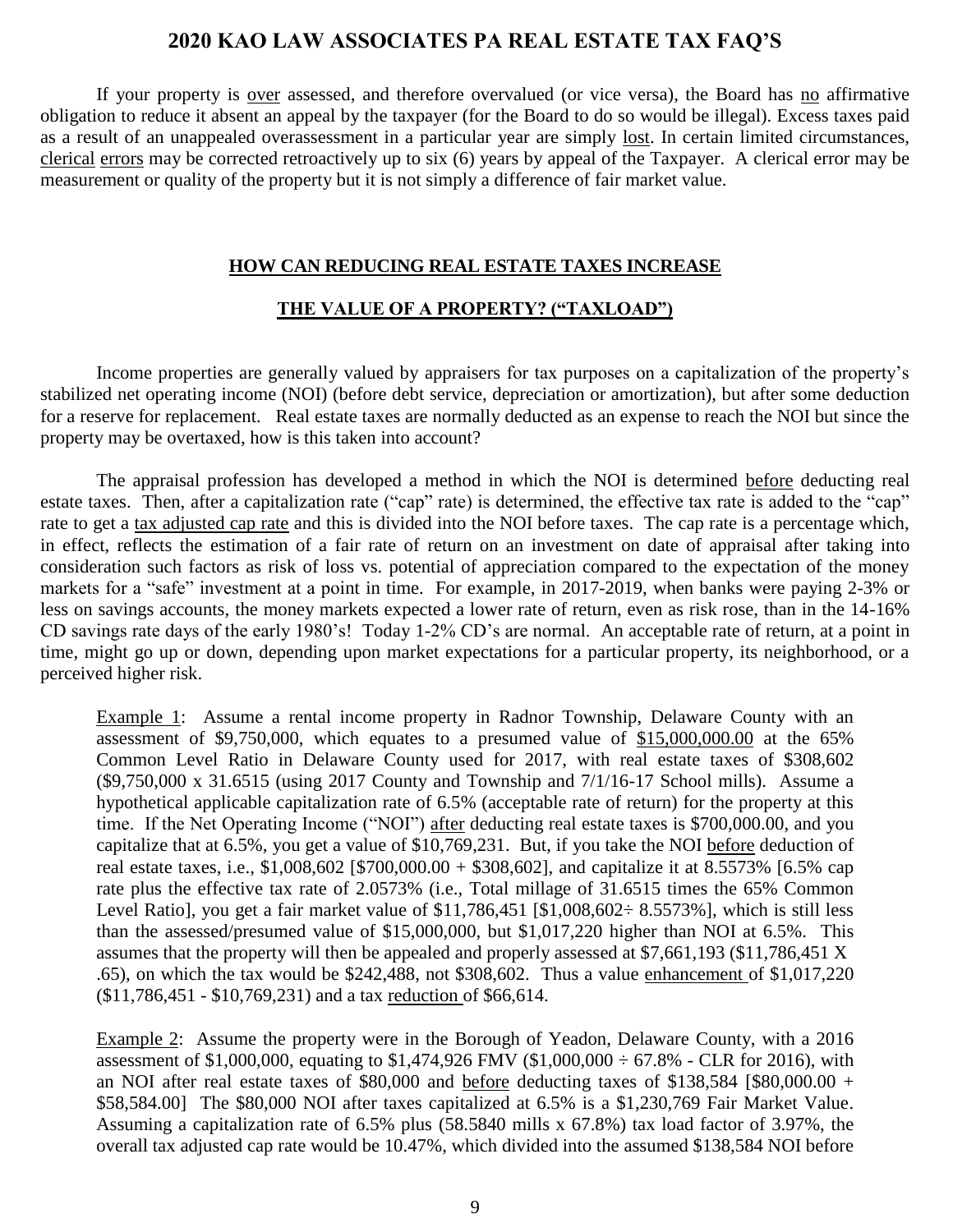If your property is <u>over</u> assessed, and therefore overvalued (or vice versa), the Board has <u>no</u> affirmative obligation to reduce it absent an appeal by the taxpayer (for the Board to do so would be illegal). Excess taxes paid as a result of an unappealed overassessment in a particular year are simply <u>lost</u>. In certain limited circumstances, <u>clerical errors</u> may be corrected retroactively up to six (6) years by appeal of the Taxpayer. A clerical error may be measurement or quality of the property but it is not simply a difference of fair market value.

## HOW CAN REDUCING REAL ESTATE TAXES INCREASE THE VALUE OF A PROPERTY? ("TAXLOAD")

Income properties are generally valued by appraisers for tax purposes on a capitalization of the property's stabilized net operating income (NOI) (before debt service, depreciation or amortization), but after some deduction for a reserve for replacement. Real estate taxes are normally deducted as an expense to reach the NOI but since the property may be overtaxed, how is this taken into account?

The appraisal profession has developed a method in which the NOI is determined <u>before</u> deducting real estate taxes. Then, after a capitalization rate ("cap" rate) is determined, the effective tax rate is added to the "cap" rate to get a <u>tax adjusted cap rate</u> and this is divided into the NOI before taxes. The cap rate is a percentage which, in effect, reflects the estimation of a fair rate of return on an investment on date of appraisal after taking into consideration such factors as risk of loss vs. potential of appreciation compared to the expectation of the money markets for a "safe" investment at a point in time. For example, in 2017-2019, when banks were paying 2-3% or less on savings accounts, the money markets expected a lower rate of return, even as risk rose, than in the 14-16% CD savings rate days of the early 1980's! Today 1-2% CD's are normal. An acceptable rate of return, at a point in time, might go up or down, depending upon market expectations for a particular property, its neighborhood, or a perceived higher risk.

> <u>Example 1</u>: Assume a rental income property in Radnor Township, Delaware County with an assessment of $9,750,000, which equates to a presumed value of <u>$15,000,000.00</u> at the 65% Common Level Ratio in Delaware County used for 2017, with real estate taxes of $308,602 ($9,750,000 x 31.6515 (using 2017 County and Township and 7/1/16-17 School mills). Assume a hypothetical applicable capitalization rate of 6.5% (acceptable rate of return) for the property at this time. If the Net Operating Income ("NOI") <u>after</u> deducting real estate taxes is $700,000.00, and you capitalize that at 6.5%, you get a value of $10,769,231. But, if you take the NOI <u>before</u> deduction of real estate taxes, i.e., $1,008,602 [$700,000.00 + $308,602], and capitalize it at 8.5573% [6.5% cap rate plus the effective tax rate of 2.0573% (i.e., Total millage of 31.6515 times the 65% Common Level Ratio], you get a fair market value of $11,786,451 [$1,008,602÷ 8.5573%], which is still less than the assessed/presumed value of $15,000,000, but $1,017,220 higher than NOI at 6.5%. This assumes that the property will then be appealed and properly assessed at $7,661,193 ($11,786,451 X .65), on which the tax would be $242,488, not $308,602. Thus a value <u>enhancement</u> of $1,017,220 ($11,786,451 - $10,769,231) and a tax <u>reduction</u> of $66,614.

> <u>Example 2</u>: Assume the property were in the Borough of Yeadon, Delaware County, with a 2016 assessment of $1,000,000, equating to $1,474,926 FMV ($1,000,000 ÷ 67.8% - CLR for 2016), with an NOI after real estate taxes of $80,000 and <u>before</u> deducting taxes of $138,584 [$80,000.00 + $58,584.00] The $80,000 NOI after taxes capitalized at 6.5% is a $1,230,769 Fair Market Value. Assuming a capitalization rate of 6.5% plus (58.5840 mills x 67.8%) tax load factor of 3.97%, the overall tax adjusted cap rate would be 10.47%, which divided into the assumed $138,584 NOI before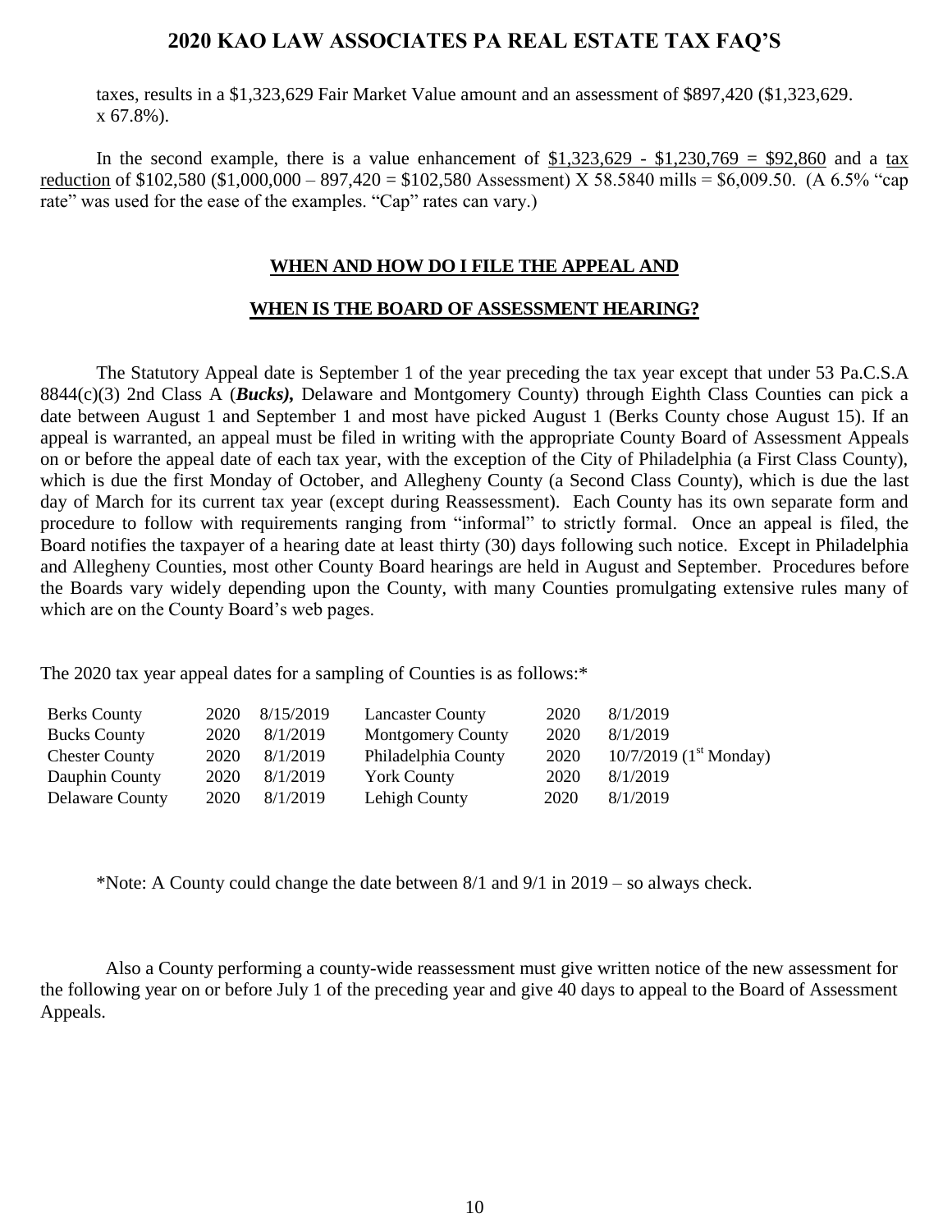taxes, results in a \$1,323,629 Fair Market Value amount and an assessment of \$897,420 (\$1,323,629. x 67.8%).

In the second example, there is a value enhancement of <u>\$1,323,629 - \$1,230,769 = \$92,860</u> and a <u>tax reduction</u> of \$102,580 (\$1,000,000 – 897,420 = \$102,580 Assessment) X 58.5840 mills = \$6,009.50. (A 6.5% "cap rate" was used for the ease of the examples. "Cap" rates can vary.)

## WHEN AND HOW DO I FILE THE APPEAL AND WHEN IS THE BOARD OF ASSESSMENT HEARING?

The Statutory Appeal date is September 1 of the year preceding the tax year except that under 53 Pa.C.S.A 8844(c)(3) 2nd Class A (***Bucks),*** Delaware and Montgomery County) through Eighth Class Counties can pick a date between August 1 and September 1 and most have picked August 1 (Berks County chose August 15). If an appeal is warranted, an appeal must be filed in writing with the appropriate County Board of Assessment Appeals on or before the appeal date of each tax year, with the exception of the City of Philadelphia (a First Class County), which is due the first Monday of October, and Allegheny County (a Second Class County), which is due the last day of March for its current tax year (except during Reassessment). Each County has its own separate form and procedure to follow with requirements ranging from "informal" to strictly formal. Once an appeal is filed, the Board notifies the taxpayer of a hearing date at least thirty (30) days following such notice. Except in Philadelphia and Allegheny Counties, most other County Board hearings are held in August and September. Procedures before the Boards vary widely depending upon the County, with many Counties promulgating extensive rules many of which are on the County Board's web pages.

The 2020 tax year appeal dates for a sampling of Counties is as follows:*

| County | Tax Year | Appeal Date | County | Tax Year | Appeal Date |
|---|---|---|---|---|---|
| Berks County | 2020 | 8/15/2019 | Lancaster County | 2020 | 8/1/2019 |
| Bucks County | 2020 | 8/1/2019 | Montgomery County | 2020 | 8/1/2019 |
| Chester County | 2020 | 8/1/2019 | Philadelphia County | 2020 | 10/7/2019 (1st Monday) |
| Dauphin County | 2020 | 8/1/2019 | York County | 2020 | 8/1/2019 |
| Delaware County | 2020 | 8/1/2019 | Lehigh County | 2020 | 8/1/2019 |

*Note: A County could change the date between 8/1 and 9/1 in 2019 – so always check.

Also a County performing a county-wide reassessment must give written notice of the new assessment for the following year on or before July 1 of the preceding year and give 40 days to appeal to the Board of Assessment Appeals.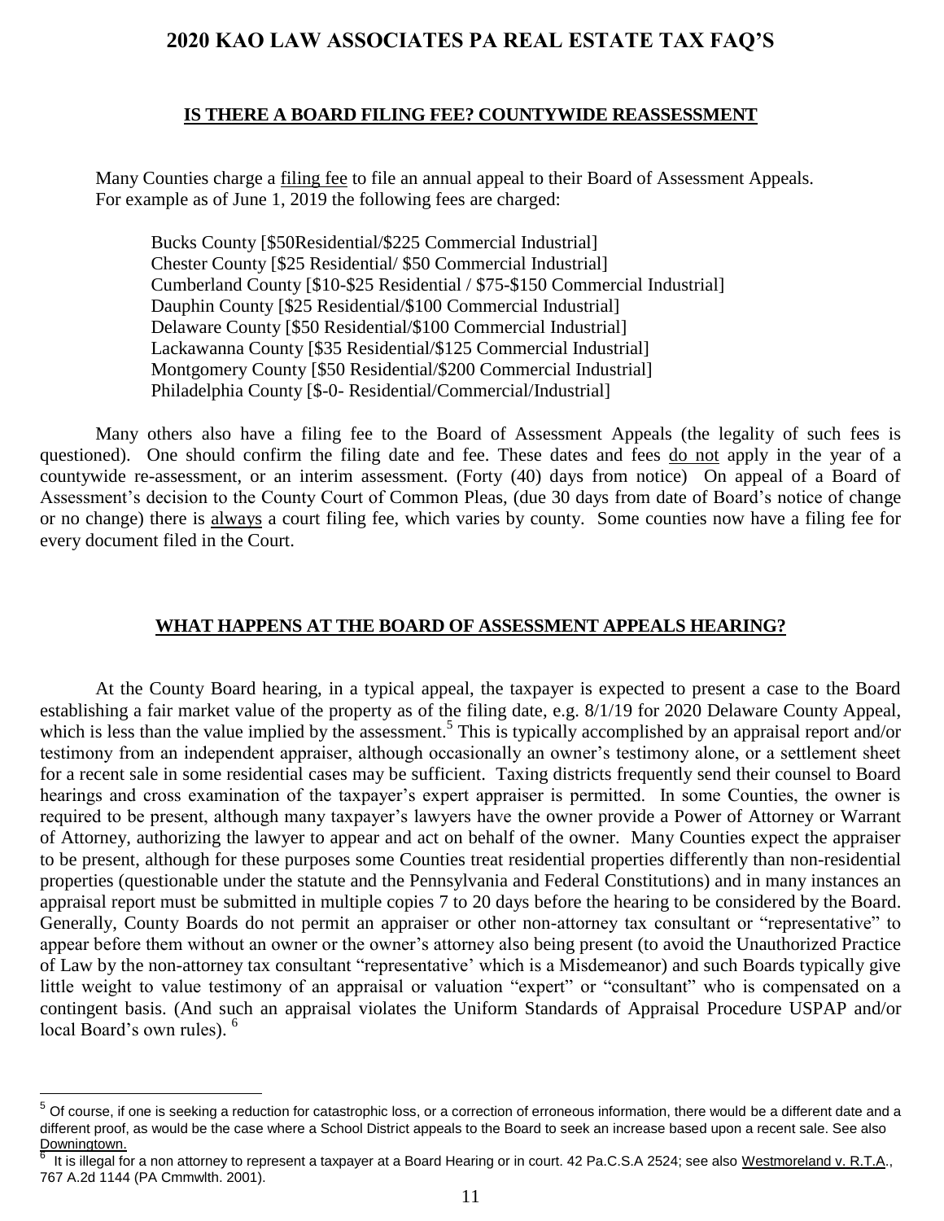# 2020 KAO LAW ASSOCIATES PA REAL ESTATE TAX FAQ'S

## IS THERE A BOARD FILING FEE? COUNTYWIDE REASSESSMENT

Many Counties charge a filing fee to file an annual appeal to their Board of Assessment Appeals. For example as of June 1, 2019 the following fees are charged:

Bucks County [$50Residential/$225 Commercial Industrial]
Chester County [$25 Residential/ $50 Commercial Industrial]
Cumberland County [$10-$25 Residential / $75-$150 Commercial Industrial]
Dauphin County [$25 Residential/$100 Commercial Industrial]
Delaware County [$50 Residential/$100 Commercial Industrial]
Lackawanna County [$35 Residential/$125 Commercial Industrial]
Montgomery County [$50 Residential/$200 Commercial Industrial]
Philadelphia County [$-0- Residential/Commercial/Industrial]

Many others also have a filing fee to the Board of Assessment Appeals (the legality of such fees is questioned). One should confirm the filing date and fee. These dates and fees do not apply in the year of a countywide re-assessment, or an interim assessment. (Forty (40) days from notice) On appeal of a Board of Assessment's decision to the County Court of Common Pleas, (due 30 days from date of Board's notice of change or no change) there is always a court filing fee, which varies by county. Some counties now have a filing fee for every document filed in the Court.

## WHAT HAPPENS AT THE BOARD OF ASSESSMENT APPEALS HEARING?

At the County Board hearing, in a typical appeal, the taxpayer is expected to present a case to the Board establishing a fair market value of the property as of the filing date, e.g. 8/1/19 for 2020 Delaware County Appeal, which is less than the value implied by the assessment.[5] This is typically accomplished by an appraisal report and/or testimony from an independent appraiser, although occasionally an owner's testimony alone, or a settlement sheet for a recent sale in some residential cases may be sufficient. Taxing districts frequently send their counsel to Board hearings and cross examination of the taxpayer's expert appraiser is permitted. In some Counties, the owner is required to be present, although many taxpayer's lawyers have the owner provide a Power of Attorney or Warrant of Attorney, authorizing the lawyer to appear and act on behalf of the owner. Many Counties expect the appraiser to be present, although for these purposes some Counties treat residential properties differently than non-residential properties (questionable under the statute and the Pennsylvania and Federal Constitutions) and in many instances an appraisal report must be submitted in multiple copies 7 to 20 days before the hearing to be considered by the Board. Generally, County Boards do not permit an appraiser or other non-attorney tax consultant or "representative" to appear before them without an owner or the owner's attorney also being present (to avoid the Unauthorized Practice of Law by the non-attorney tax consultant "representative' which is a Misdemeanor) and such Boards typically give little weight to value testimony of an appraisal or valuation "expert" or "consultant" who is compensated on a contingent basis. (And such an appraisal violates the Uniform Standards of Appraisal Procedure USPAP and/or local Board's own rules). [6]

---

[5] Of course, if one is seeking a reduction for catastrophic loss, or a correction of erroneous information, there would be a different date and a different proof, as would be the case where a School District appeals to the Board to seek an increase based upon a recent sale. See also Downingtown.

[6] It is illegal for a non attorney to represent a taxpayer at a Board Hearing or in court. 42 Pa.C.S.A 2524; see also Westmoreland v. R.T.A., 767 A.2d 1144 (PA Cmmwlth. 2001).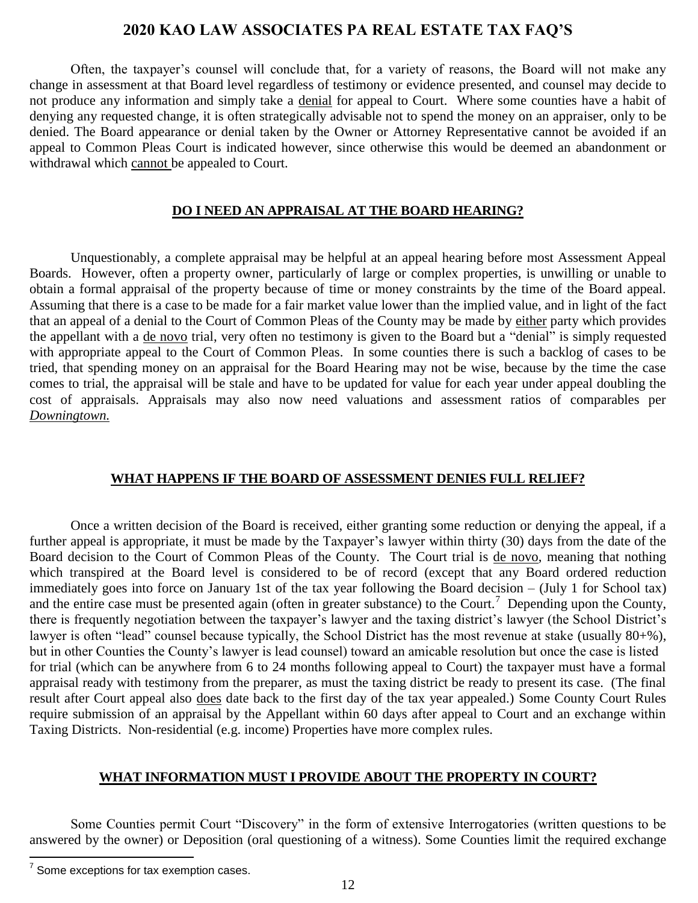Often, the taxpayer's counsel will conclude that, for a variety of reasons, the Board will not make any change in assessment at that Board level regardless of testimony or evidence presented, and counsel may decide to not produce any information and simply take a denial for appeal to Court. Where some counties have a habit of denying any requested change, it is often strategically advisable not to spend the money on an appraiser, only to be denied. The Board appearance or denial taken by the Owner or Attorney Representative cannot be avoided if an appeal to Common Pleas Court is indicated however, since otherwise this would be deemed an abandonment or withdrawal which cannot be appealed to Court.

## DO I NEED AN APPRAISAL AT THE BOARD HEARING?

Unquestionably, a complete appraisal may be helpful at an appeal hearing before most Assessment Appeal Boards. However, often a property owner, particularly of large or complex properties, is unwilling or unable to obtain a formal appraisal of the property because of time or money constraints by the time of the Board appeal. Assuming that there is a case to be made for a fair market value lower than the implied value, and in light of the fact that an appeal of a denial to the Court of Common Pleas of the County may be made by either party which provides the appellant with a de novo trial, very often no testimony is given to the Board but a "denial" is simply requested with appropriate appeal to the Court of Common Pleas. In some counties there is such a backlog of cases to be tried, that spending money on an appraisal for the Board Hearing may not be wise, because by the time the case comes to trial, the appraisal will be stale and have to be updated for value for each year under appeal doubling the cost of appraisals. Appraisals may also now need valuations and assessment ratios of comparables per *Downingtown.*

## WHAT HAPPENS IF THE BOARD OF ASSESSMENT DENIES FULL RELIEF?

Once a written decision of the Board is received, either granting some reduction or denying the appeal, if a further appeal is appropriate, it must be made by the Taxpayer's lawyer within thirty (30) days from the date of the Board decision to the Court of Common Pleas of the County. The Court trial is de novo, meaning that nothing which transpired at the Board level is considered to be of record (except that any Board ordered reduction immediately goes into force on January 1st of the tax year following the Board decision – (July 1 for School tax) and the entire case must be presented again (often in greater substance) to the Court.[7] Depending upon the County, there is frequently negotiation between the taxpayer's lawyer and the taxing district's lawyer (the School District's lawyer is often "lead" counsel because typically, the School District has the most revenue at stake (usually 80+%), but in other Counties the County's lawyer is lead counsel) toward an amicable resolution but once the case is listed for trial (which can be anywhere from 6 to 24 months following appeal to Court) the taxpayer must have a formal appraisal ready with testimony from the preparer, as must the taxing district be ready to present its case. (The final result after Court appeal also does date back to the first day of the tax year appealed.) Some County Court Rules require submission of an appraisal by the Appellant within 60 days after appeal to Court and an exchange within Taxing Districts. Non-residential (e.g. income) Properties have more complex rules.

## WHAT INFORMATION MUST I PROVIDE ABOUT THE PROPERTY IN COURT?

Some Counties permit Court "Discovery" in the form of extensive Interrogatories (written questions to be answered by the owner) or Deposition (oral questioning of a witness). Some Counties limit the required exchange

[7] Some exceptions for tax exemption cases.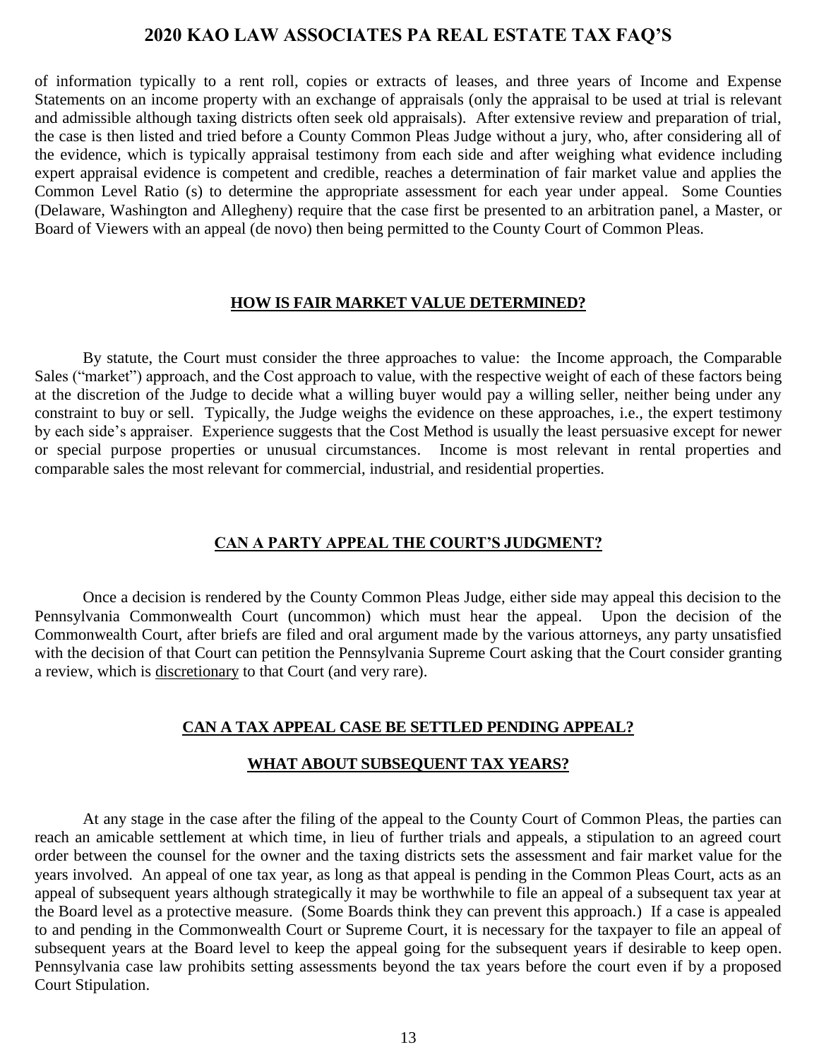of information typically to a rent roll, copies or extracts of leases, and three years of Income and Expense Statements on an income property with an exchange of appraisals (only the appraisal to be used at trial is relevant and admissible although taxing districts often seek old appraisals). After extensive review and preparation of trial, the case is then listed and tried before a County Common Pleas Judge without a jury, who, after considering all of the evidence, which is typically appraisal testimony from each side and after weighing what evidence including expert appraisal evidence is competent and credible, reaches a determination of fair market value and applies the Common Level Ratio (s) to determine the appropriate assessment for each year under appeal. Some Counties (Delaware, Washington and Allegheny) require that the case first be presented to an arbitration panel, a Master, or Board of Viewers with an appeal (de novo) then being permitted to the County Court of Common Pleas.

## HOW IS FAIR MARKET VALUE DETERMINED?

By statute, the Court must consider the three approaches to value: the Income approach, the Comparable Sales ("market") approach, and the Cost approach to value, with the respective weight of each of these factors being at the discretion of the Judge to decide what a willing buyer would pay a willing seller, neither being under any constraint to buy or sell. Typically, the Judge weighs the evidence on these approaches, i.e., the expert testimony by each side's appraiser. Experience suggests that the Cost Method is usually the least persuasive except for newer or special purpose properties or unusual circumstances. Income is most relevant in rental properties and comparable sales the most relevant for commercial, industrial, and residential properties.

## CAN A PARTY APPEAL THE COURT'S JUDGMENT?

Once a decision is rendered by the County Common Pleas Judge, either side may appeal this decision to the Pennsylvania Commonwealth Court (uncommon) which must hear the appeal. Upon the decision of the Commonwealth Court, after briefs are filed and oral argument made by the various attorneys, any party unsatisfied with the decision of that Court can petition the Pennsylvania Supreme Court asking that the Court consider granting a review, which is discretionary to that Court (and very rare).

## CAN A TAX APPEAL CASE BE SETTLED PENDING APPEAL?

## WHAT ABOUT SUBSEQUENT TAX YEARS?

At any stage in the case after the filing of the appeal to the County Court of Common Pleas, the parties can reach an amicable settlement at which time, in lieu of further trials and appeals, a stipulation to an agreed court order between the counsel for the owner and the taxing districts sets the assessment and fair market value for the years involved. An appeal of one tax year, as long as that appeal is pending in the Common Pleas Court, acts as an appeal of subsequent years although strategically it may be worthwhile to file an appeal of a subsequent tax year at the Board level as a protective measure. (Some Boards think they can prevent this approach.) If a case is appealed to and pending in the Commonwealth Court or Supreme Court, it is necessary for the taxpayer to file an appeal of subsequent years at the Board level to keep the appeal going for the subsequent years if desirable to keep open. Pennsylvania case law prohibits setting assessments beyond the tax years before the court even if by a proposed Court Stipulation.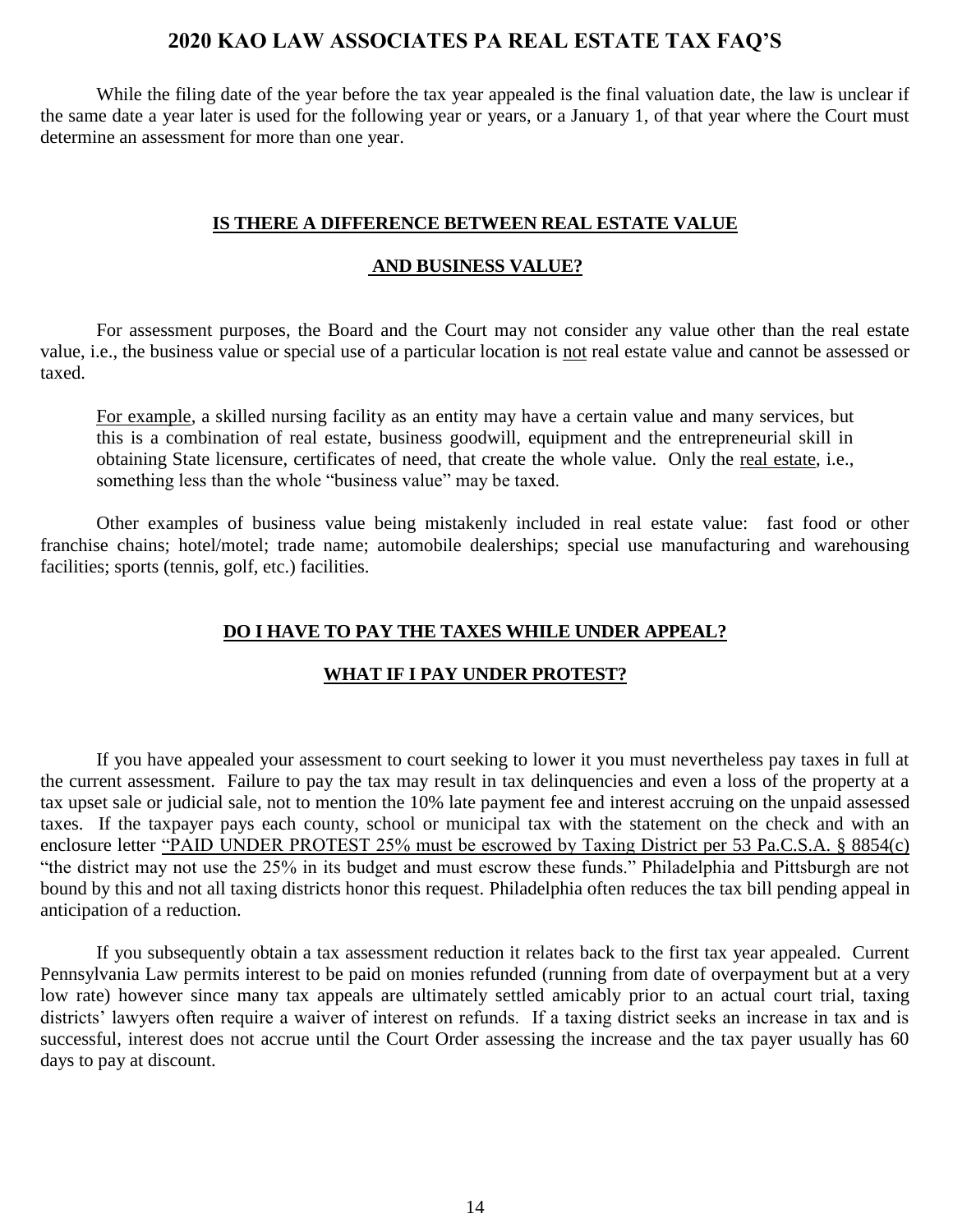While the filing date of the year before the tax year appealed is the final valuation date, the law is unclear if the same date a year later is used for the following year or years, or a January 1, of that year where the Court must determine an assessment for more than one year.

## IS THERE A DIFFERENCE BETWEEN REAL ESTATE VALUE AND BUSINESS VALUE?

For assessment purposes, the Board and the Court may not consider any value other than the real estate value, i.e., the business value or special use of a particular location is not real estate value and cannot be assessed or taxed.

> For example, a skilled nursing facility as an entity may have a certain value and many services, but this is a combination of real estate, business goodwill, equipment and the entrepreneurial skill in obtaining State licensure, certificates of need, that create the whole value. Only the real estate, i.e., something less than the whole "business value" may be taxed.

Other examples of business value being mistakenly included in real estate value: fast food or other franchise chains; hotel/motel; trade name; automobile dealerships; special use manufacturing and warehousing facilities; sports (tennis, golf, etc.) facilities.

## DO I HAVE TO PAY THE TAXES WHILE UNDER APPEAL? WHAT IF I PAY UNDER PROTEST?

If you have appealed your assessment to court seeking to lower it you must nevertheless pay taxes in full at the current assessment. Failure to pay the tax may result in tax delinquencies and even a loss of the property at a tax upset sale or judicial sale, not to mention the 10% late payment fee and interest accruing on the unpaid assessed taxes. If the taxpayer pays each county, school or municipal tax with the statement on the check and with an enclosure letter "PAID UNDER PROTEST 25% must be escrowed by Taxing District per 53 Pa.C.S.A. § 8854(c) "the district may not use the 25% in its budget and must escrow these funds." Philadelphia and Pittsburgh are not bound by this and not all taxing districts honor this request. Philadelphia often reduces the tax bill pending appeal in anticipation of a reduction.

If you subsequently obtain a tax assessment reduction it relates back to the first tax year appealed. Current Pennsylvania Law permits interest to be paid on monies refunded (running from date of overpayment but at a very low rate) however since many tax appeals are ultimately settled amicably prior to an actual court trial, taxing districts' lawyers often require a waiver of interest on refunds. If a taxing district seeks an increase in tax and is successful, interest does not accrue until the Court Order assessing the increase and the tax payer usually has 60 days to pay at discount.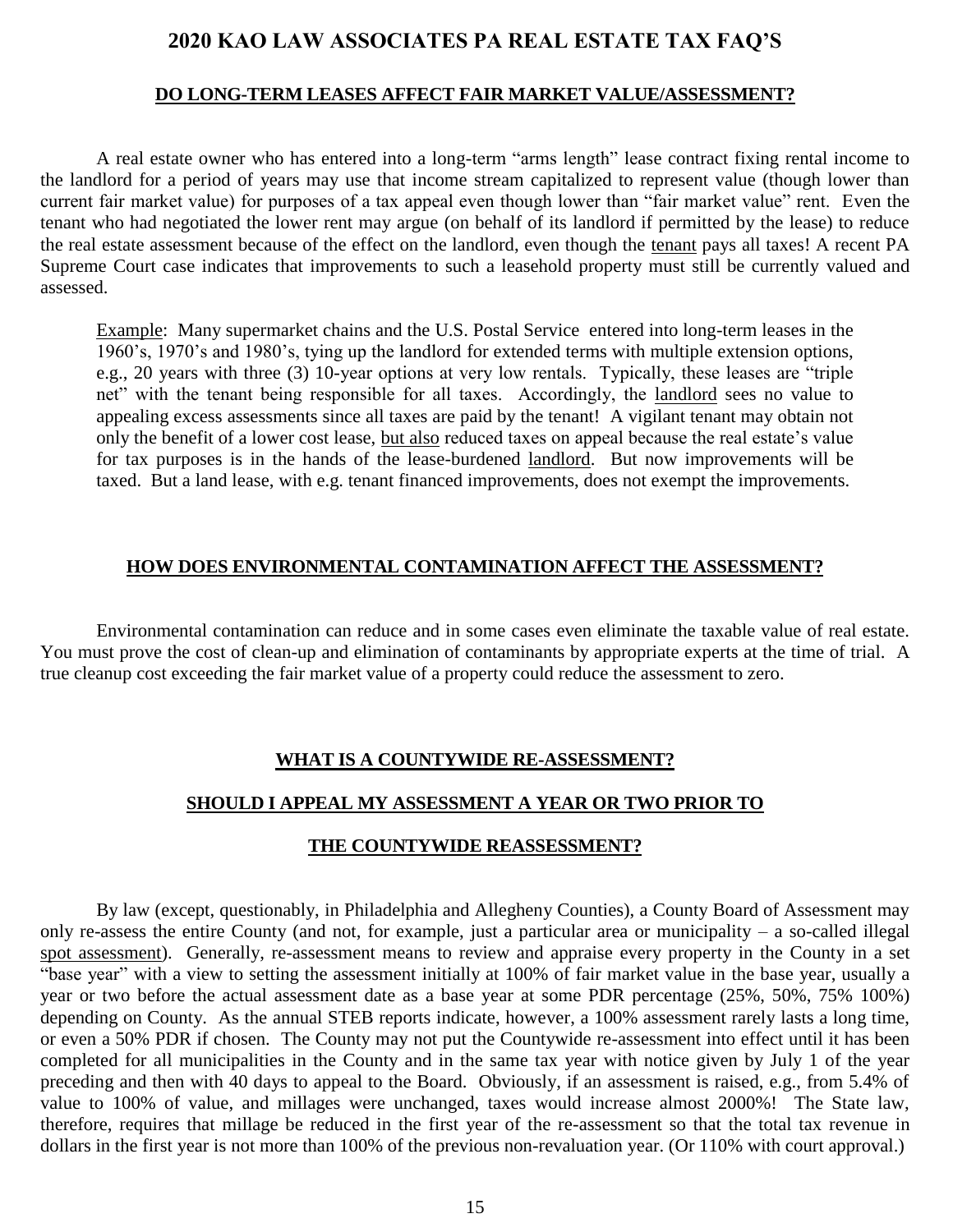# 2020 KAO LAW ASSOCIATES PA REAL ESTATE TAX FAQ'S

## DO LONG-TERM LEASES AFFECT FAIR MARKET VALUE/ASSESSMENT?

A real estate owner who has entered into a long-term "arms length" lease contract fixing rental income to the landlord for a period of years may use that income stream capitalized to represent value (though lower than current fair market value) for purposes of a tax appeal even though lower than "fair market value" rent. Even the tenant who had negotiated the lower rent may argue (on behalf of its landlord if permitted by the lease) to reduce the real estate assessment because of the effect on the landlord, even though the <u>tenant</u> pays all taxes! A recent PA Supreme Court case indicates that improvements to such a leasehold property must still be currently valued and assessed.

> <u>Example</u>: Many supermarket chains and the U.S. Postal Service entered into long-term leases in the 1960's, 1970's and 1980's, tying up the landlord for extended terms with multiple extension options, e.g., 20 years with three (3) 10-year options at very low rentals. Typically, these leases are "triple net" with the tenant being responsible for all taxes. Accordingly, the <u>landlord</u> sees no value to appealing excess assessments since all taxes are paid by the tenant! A vigilant tenant may obtain not only the benefit of a lower cost lease, <u>but also</u> reduced taxes on appeal because the real estate's value for tax purposes is in the hands of the lease-burdened <u>landlord</u>. But now improvements will be taxed. But a land lease, with e.g. tenant financed improvements, does not exempt the improvements.

## HOW DOES ENVIRONMENTAL CONTAMINATION AFFECT THE ASSESSMENT?

Environmental contamination can reduce and in some cases even eliminate the taxable value of real estate. You must prove the cost of clean-up and elimination of contaminants by appropriate experts at the time of trial. A true cleanup cost exceeding the fair market value of a property could reduce the assessment to zero.

## WHAT IS A COUNTYWIDE RE-ASSESSMENT?

## SHOULD I APPEAL MY ASSESSMENT A YEAR OR TWO PRIOR TO THE COUNTYWIDE REASSESSMENT?

By law (except, questionably, in Philadelphia and Allegheny Counties), a County Board of Assessment may only re-assess the entire County (and not, for example, just a particular area or municipality – a so-called illegal <u>spot assessment</u>). Generally, re-assessment means to review and appraise every property in the County in a set "base year" with a view to setting the assessment initially at 100% of fair market value in the base year, usually a year or two before the actual assessment date as a base year at some PDR percentage (25%, 50%, 75% 100%) depending on County. As the annual STEB reports indicate, however, a 100% assessment rarely lasts a long time, or even a 50% PDR if chosen. The County may not put the Countywide re-assessment into effect until it has been completed for all municipalities in the County and in the same tax year with notice given by July 1 of the year preceding and then with 40 days to appeal to the Board. Obviously, if an assessment is raised, e.g., from 5.4% of value to 100% of value, and millages were unchanged, taxes would increase almost 2000%! The State law, therefore, requires that millage be reduced in the first year of the re-assessment so that the total tax revenue in dollars in the first year is not more than 100% of the previous non-revaluation year. (Or 110% with court approval.)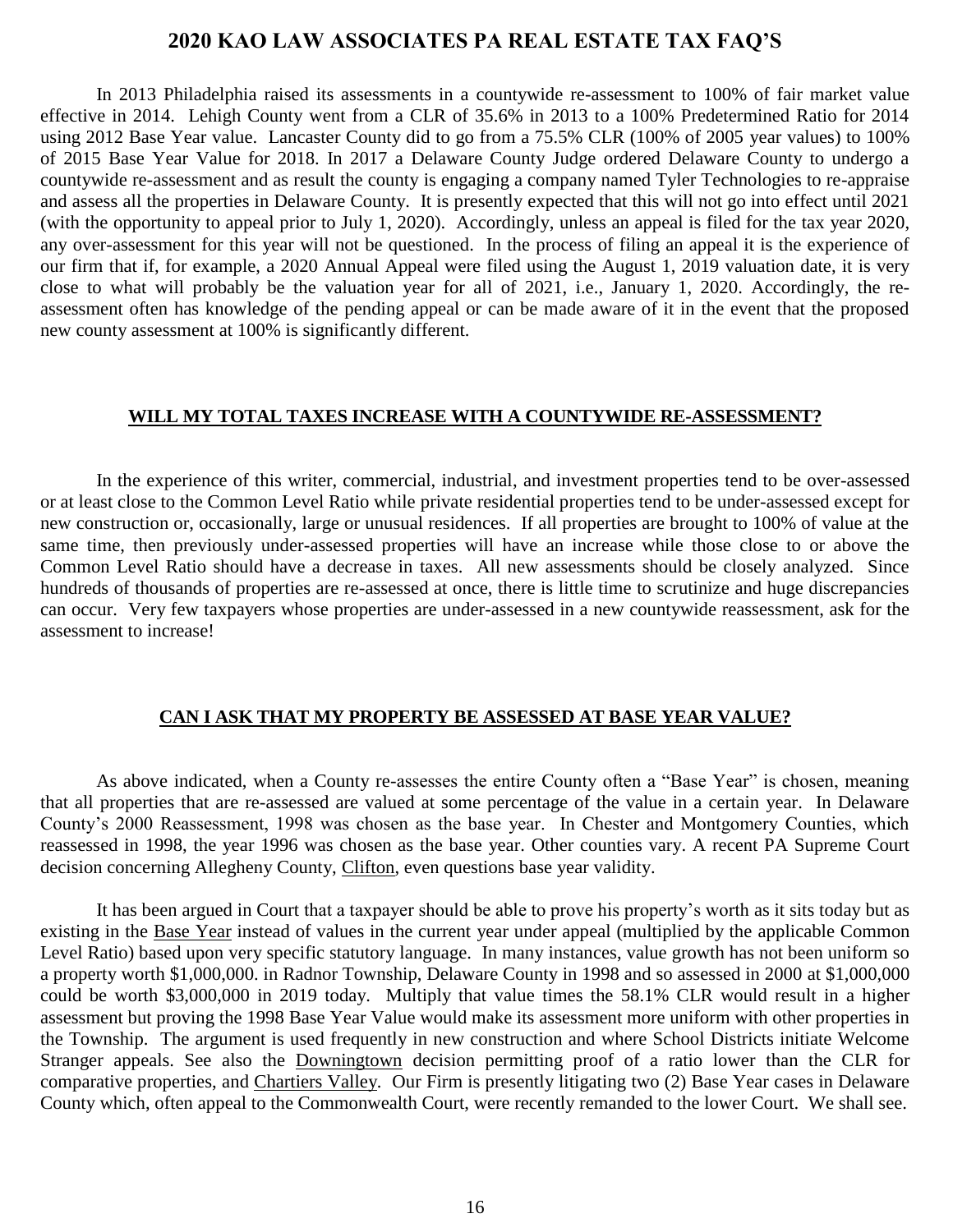# 2020 KAO LAW ASSOCIATES PA REAL ESTATE TAX FAQ'S

In 2013 Philadelphia raised its assessments in a countywide re-assessment to 100% of fair market value effective in 2014. Lehigh County went from a CLR of 35.6% in 2013 to a 100% Predetermined Ratio for 2014 using 2012 Base Year value. Lancaster County did to go from a 75.5% CLR (100% of 2005 year values) to 100% of 2015 Base Year Value for 2018. In 2017 a Delaware County Judge ordered Delaware County to undergo a countywide re-assessment and as result the county is engaging a company named Tyler Technologies to re-appraise and assess all the properties in Delaware County. It is presently expected that this will not go into effect until 2021 (with the opportunity to appeal prior to July 1, 2020). Accordingly, unless an appeal is filed for the tax year 2020, any over-assessment for this year will not be questioned. In the process of filing an appeal it is the experience of our firm that if, for example, a 2020 Annual Appeal were filed using the August 1, 2019 valuation date, it is very close to what will probably be the valuation year for all of 2021, i.e., January 1, 2020. Accordingly, the re-assessment often has knowledge of the pending appeal or can be made aware of it in the event that the proposed new county assessment at 100% is significantly different.

## WILL MY TOTAL TAXES INCREASE WITH A COUNTYWIDE RE-ASSESSMENT?

In the experience of this writer, commercial, industrial, and investment properties tend to be over-assessed or at least close to the Common Level Ratio while private residential properties tend to be under-assessed except for new construction or, occasionally, large or unusual residences. If all properties are brought to 100% of value at the same time, then previously under-assessed properties will have an increase while those close to or above the Common Level Ratio should have a decrease in taxes. All new assessments should be closely analyzed. Since hundreds of thousands of properties are re-assessed at once, there is little time to scrutinize and huge discrepancies can occur. Very few taxpayers whose properties are under-assessed in a new countywide reassessment, ask for the assessment to increase!

## CAN I ASK THAT MY PROPERTY BE ASSESSED AT BASE YEAR VALUE?

As above indicated, when a County re-assesses the entire County often a "Base Year" is chosen, meaning that all properties that are re-assessed are valued at some percentage of the value in a certain year. In Delaware County's 2000 Reassessment, 1998 was chosen as the base year. In Chester and Montgomery Counties, which reassessed in 1998, the year 1996 was chosen as the base year. Other counties vary. A recent PA Supreme Court decision concerning Allegheny County, Clifton, even questions base year validity.

It has been argued in Court that a taxpayer should be able to prove his property's worth as it sits today but as existing in the Base Year instead of values in the current year under appeal (multiplied by the applicable Common Level Ratio) based upon very specific statutory language. In many instances, value growth has not been uniform so a property worth \$1,000,000. in Radnor Township, Delaware County in 1998 and so assessed in 2000 at \$1,000,000 could be worth \$3,000,000 in 2019 today. Multiply that value times the 58.1% CLR would result in a higher assessment but proving the 1998 Base Year Value would make its assessment more uniform with other properties in the Township. The argument is used frequently in new construction and where School Districts initiate Welcome Stranger appeals. See also the Downingtown decision permitting proof of a ratio lower than the CLR for comparative properties, and Chartiers Valley. Our Firm is presently litigating two (2) Base Year cases in Delaware County which, often appeal to the Commonwealth Court, were recently remanded to the lower Court. We shall see.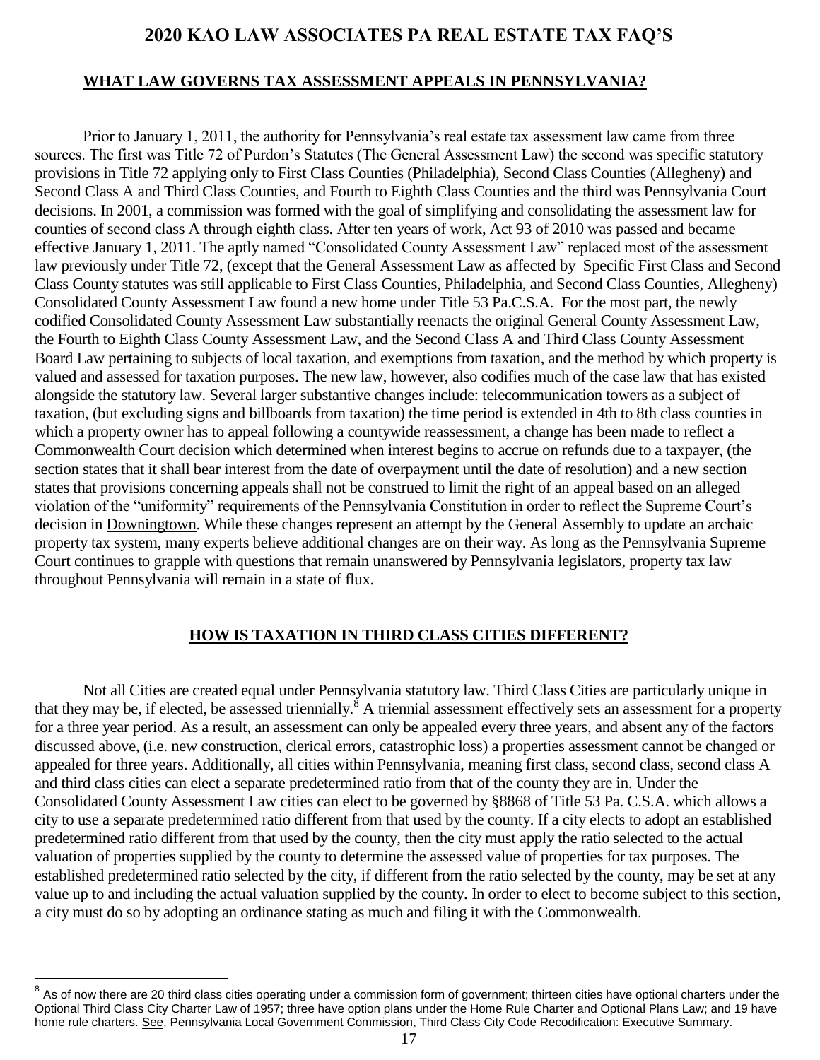# 2020 KAO LAW ASSOCIATES PA REAL ESTATE TAX FAQ'S

## WHAT LAW GOVERNS TAX ASSESSMENT APPEALS IN PENNSYLVANIA?

Prior to January 1, 2011, the authority for Pennsylvania's real estate tax assessment law came from three sources. The first was Title 72 of Purdon's Statutes (The General Assessment Law) the second was specific statutory provisions in Title 72 applying only to First Class Counties (Philadelphia), Second Class Counties (Allegheny) and Second Class A and Third Class Counties, and Fourth to Eighth Class Counties and the third was Pennsylvania Court decisions. In 2001, a commission was formed with the goal of simplifying and consolidating the assessment law for counties of second class A through eighth class. After ten years of work, Act 93 of 2010 was passed and became effective January 1, 2011. The aptly named "Consolidated County Assessment Law" replaced most of the assessment law previously under Title 72, (except that the General Assessment Law as affected by Specific First Class and Second Class County statutes was still applicable to First Class Counties, Philadelphia, and Second Class Counties, Allegheny) Consolidated County Assessment Law found a new home under Title 53 Pa.C.S.A. For the most part, the newly codified Consolidated County Assessment Law substantially reenacts the original General County Assessment Law, the Fourth to Eighth Class County Assessment Law, and the Second Class A and Third Class County Assessment Board Law pertaining to subjects of local taxation, and exemptions from taxation, and the method by which property is valued and assessed for taxation purposes. The new law, however, also codifies much of the case law that has existed alongside the statutory law. Several larger substantive changes include: telecommunication towers as a subject of taxation, (but excluding signs and billboards from taxation) the time period is extended in 4th to 8th class counties in which a property owner has to appeal following a countywide reassessment, a change has been made to reflect a Commonwealth Court decision which determined when interest begins to accrue on refunds due to a taxpayer, (the section states that it shall bear interest from the date of overpayment until the date of resolution) and a new section states that provisions concerning appeals shall not be construed to limit the right of an appeal based on an alleged violation of the "uniformity" requirements of the Pennsylvania Constitution in order to reflect the Supreme Court's decision in Downingtown. While these changes represent an attempt by the General Assembly to update an archaic property tax system, many experts believe additional changes are on their way. As long as the Pennsylvania Supreme Court continues to grapple with questions that remain unanswered by Pennsylvania legislators, property tax law throughout Pennsylvania will remain in a state of flux.

## HOW IS TAXATION IN THIRD CLASS CITIES DIFFERENT?

Not all Cities are created equal under Pennsylvania statutory law. Third Class Cities are particularly unique in that they may be, if elected, be assessed triennially.[8] A triennial assessment effectively sets an assessment for a property for a three year period. As a result, an assessment can only be appealed every three years, and absent any of the factors discussed above, (i.e. new construction, clerical errors, catastrophic loss) a properties assessment cannot be changed or appealed for three years. Additionally, all cities within Pennsylvania, meaning first class, second class, second class A and third class cities can elect a separate predetermined ratio from that of the county they are in. Under the Consolidated County Assessment Law cities can elect to be governed by §8868 of Title 53 Pa. C.S.A. which allows a city to use a separate predetermined ratio different from that used by the county. If a city elects to adopt an established predetermined ratio different from that used by the county, then the city must apply the ratio selected to the actual valuation of properties supplied by the county to determine the assessed value of properties for tax purposes. The established predetermined ratio selected by the city, if different from the ratio selected by the county, may be set at any value up to and including the actual valuation supplied by the county. In order to elect to become subject to this section, a city must do so by adopting an ordinance stating as much and filing it with the Commonwealth.

---

[8] As of now there are 20 third class cities operating under a commission form of government; thirteen cities have optional charters under the Optional Third Class City Charter Law of 1957; three have option plans under the Home Rule Charter and Optional Plans Law; and 19 have home rule charters. See, Pennsylvania Local Government Commission, Third Class City Code Recodification: Executive Summary.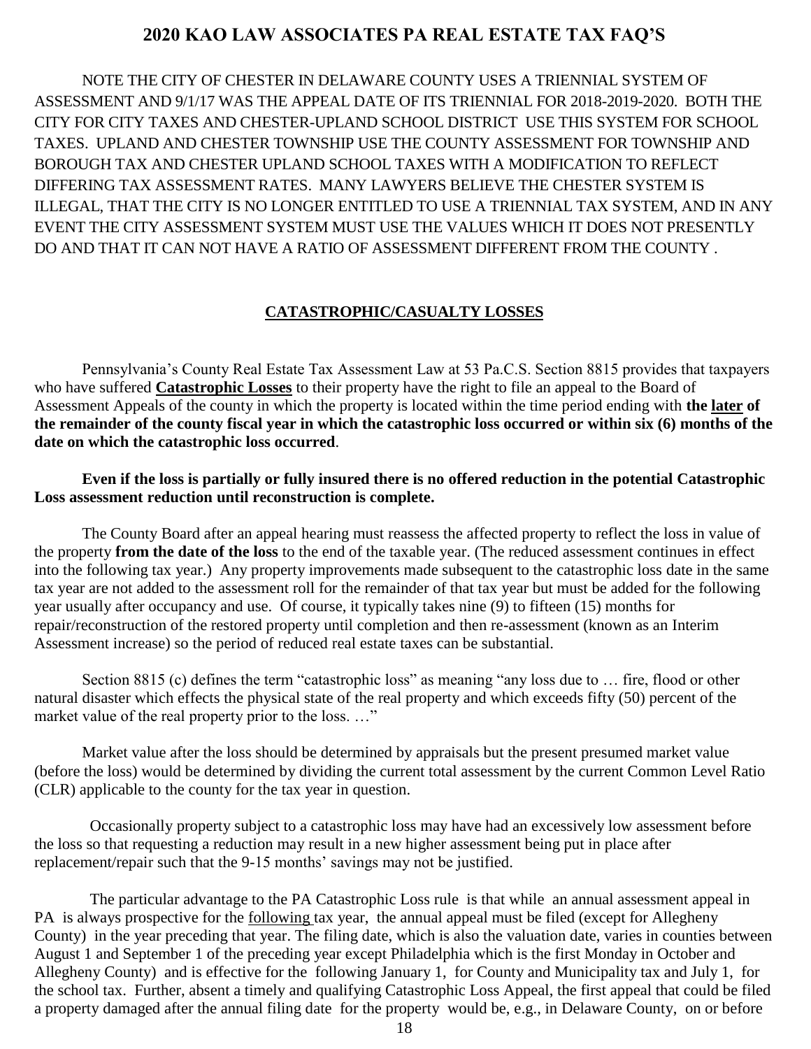## 2020 KAO LAW ASSOCIATES PA REAL ESTATE TAX FAQ'S

NOTE THE CITY OF CHESTER IN DELAWARE COUNTY USES A TRIENNIAL SYSTEM OF ASSESSMENT AND 9/1/17 WAS THE APPEAL DATE OF ITS TRIENNIAL FOR 2018-2019-2020. BOTH THE CITY FOR CITY TAXES AND CHESTER-UPLAND SCHOOL DISTRICT USE THIS SYSTEM FOR SCHOOL TAXES. UPLAND AND CHESTER TOWNSHIP USE THE COUNTY ASSESSMENT FOR TOWNSHIP AND BOROUGH TAX AND CHESTER UPLAND SCHOOL TAXES WITH A MODIFICATION TO REFLECT DIFFERING TAX ASSESSMENT RATES. MANY LAWYERS BELIEVE THE CHESTER SYSTEM IS ILLEGAL, THAT THE CITY IS NO LONGER ENTITLED TO USE A TRIENNIAL TAX SYSTEM, AND IN ANY EVENT THE CITY ASSESSMENT SYSTEM MUST USE THE VALUES WHICH IT DOES NOT PRESENTLY DO AND THAT IT CAN NOT HAVE A RATIO OF ASSESSMENT DIFFERENT FROM THE COUNTY .

### CATASTROPHIC/CASUALTY LOSSES

Pennsylvania's County Real Estate Tax Assessment Law at 53 Pa.C.S. Section 8815 provides that taxpayers who have suffered **Catastrophic Losses** to their property have the right to file an appeal to the Board of Assessment Appeals of the county in which the property is located within the time period ending with **the later of the remainder of the county fiscal year in which the catastrophic loss occurred or within six (6) months of the date on which the catastrophic loss occurred**.

**Even if the loss is partially or fully insured there is no offered reduction in the potential Catastrophic Loss assessment reduction until reconstruction is complete.**

The County Board after an appeal hearing must reassess the affected property to reflect the loss in value of the property **from the date of the loss** to the end of the taxable year. (The reduced assessment continues in effect into the following tax year.) Any property improvements made subsequent to the catastrophic loss date in the same tax year are not added to the assessment roll for the remainder of that tax year but must be added for the following year usually after occupancy and use. Of course, it typically takes nine (9) to fifteen (15) months for repair/reconstruction of the restored property until completion and then re-assessment (known as an Interim Assessment increase) so the period of reduced real estate taxes can be substantial.

Section 8815 (c) defines the term "catastrophic loss" as meaning "any loss due to … fire, flood or other natural disaster which effects the physical state of the real property and which exceeds fifty (50) percent of the market value of the real property prior to the loss. …"

Market value after the loss should be determined by appraisals but the present presumed market value (before the loss) would be determined by dividing the current total assessment by the current Common Level Ratio (CLR) applicable to the county for the tax year in question.

Occasionally property subject to a catastrophic loss may have had an excessively low assessment before the loss so that requesting a reduction may result in a new higher assessment being put in place after replacement/repair such that the 9-15 months' savings may not be justified.

The particular advantage to the PA Catastrophic Loss rule is that while an annual assessment appeal in PA is always prospective for the following tax year, the annual appeal must be filed (except for Allegheny County) in the year preceding that year. The filing date, which is also the valuation date, varies in counties between August 1 and September 1 of the preceding year except Philadelphia which is the first Monday in October and Allegheny County) and is effective for the following January 1, for County and Municipality tax and July 1, for the school tax. Further, absent a timely and qualifying Catastrophic Loss Appeal, the first appeal that could be filed a property damaged after the annual filing date for the property would be, e.g., in Delaware County, on or before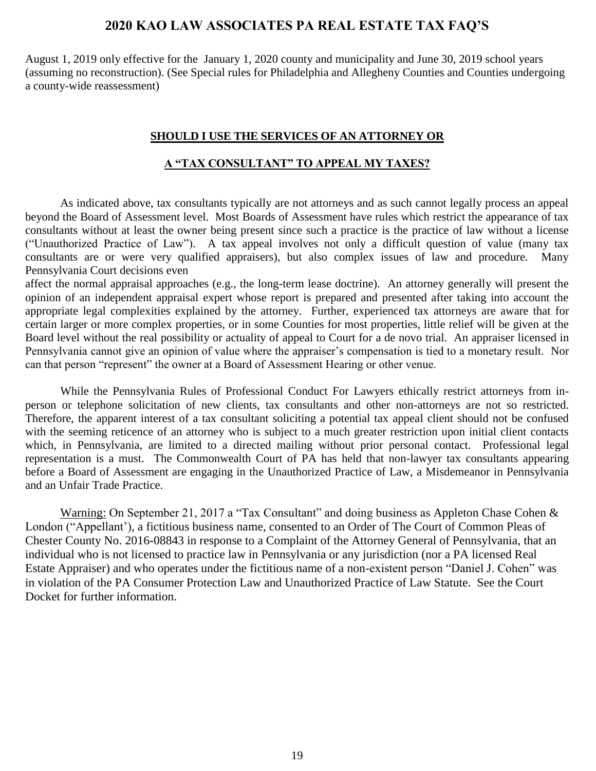August 1, 2019 only effective for the January 1, 2020 county and municipality and June 30, 2019 school years (assuming no reconstruction). (See Special rules for Philadelphia and Allegheny Counties and Counties undergoing a county-wide reassessment)

## SHOULD I USE THE SERVICES OF AN ATTORNEY OR A "TAX CONSULTANT" TO APPEAL MY TAXES?

As indicated above, tax consultants typically are not attorneys and as such cannot legally process an appeal beyond the Board of Assessment level. Most Boards of Assessment have rules which restrict the appearance of tax consultants without at least the owner being present since such a practice is the practice of law without a license ("Unauthorized Practice of Law"). A tax appeal involves not only a difficult question of value (many tax consultants are or were very qualified appraisers), but also complex issues of law and procedure. Many Pennsylvania Court decisions even affect the normal appraisal approaches (e.g., the long-term lease doctrine). An attorney generally will present the opinion of an independent appraisal expert whose report is prepared and presented after taking into account the appropriate legal complexities explained by the attorney. Further, experienced tax attorneys are aware that for certain larger or more complex properties, or in some Counties for most properties, little relief will be given at the Board level without the real possibility or actuality of appeal to Court for a de novo trial. An appraiser licensed in Pennsylvania cannot give an opinion of value where the appraiser's compensation is tied to a monetary result. Nor can that person "represent" the owner at a Board of Assessment Hearing or other venue.

While the Pennsylvania Rules of Professional Conduct For Lawyers ethically restrict attorneys from in-person or telephone solicitation of new clients, tax consultants and other non-attorneys are not so restricted. Therefore, the apparent interest of a tax consultant soliciting a potential tax appeal client should not be confused with the seeming reticence of an attorney who is subject to a much greater restriction upon initial client contacts which, in Pennsylvania, are limited to a directed mailing without prior personal contact. Professional legal representation is a must. The Commonwealth Court of PA has held that non-lawyer tax consultants appearing before a Board of Assessment are engaging in the Unauthorized Practice of Law, a Misdemeanor in Pennsylvania and an Unfair Trade Practice.

Warning: On September 21, 2017 a "Tax Consultant" and doing business as Appleton Chase Cohen & London ("Appellant'), a fictitious business name, consented to an Order of The Court of Common Pleas of Chester County No. 2016-08843 in response to a Complaint of the Attorney General of Pennsylvania, that an individual who is not licensed to practice law in Pennsylvania or any jurisdiction (nor a PA licensed Real Estate Appraiser) and who operates under the fictitious name of a non-existent person "Daniel J. Cohen" was in violation of the PA Consumer Protection Law and Unauthorized Practice of Law Statute. See the Court Docket for further information.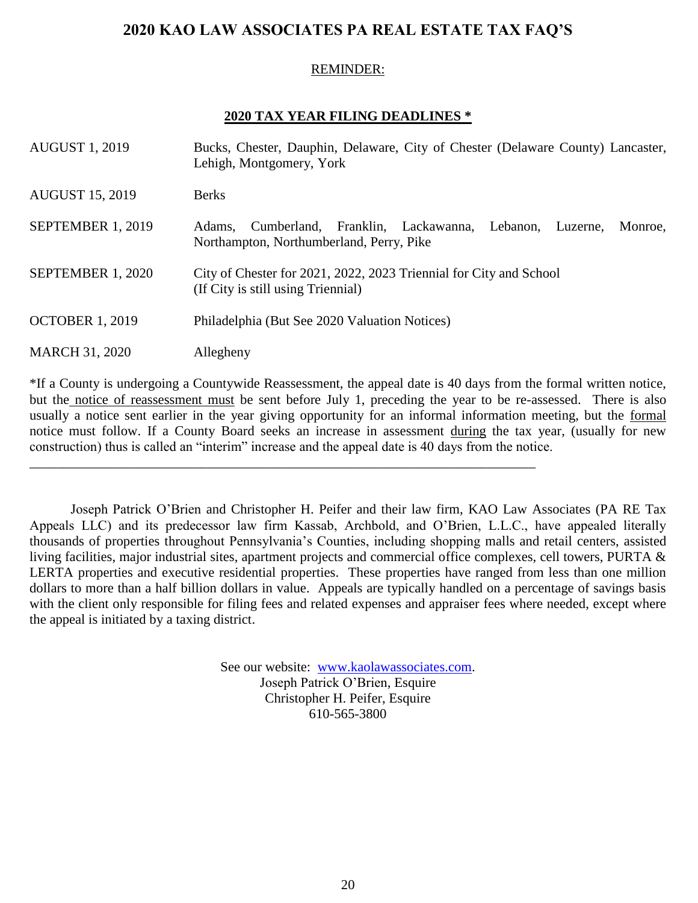# 2020 KAO LAW ASSOCIATES PA REAL ESTATE TAX FAQ'S

REMINDER:

## 2020 TAX YEAR FILING DEADLINES *

| | |
|---|---|
| AUGUST 1, 2019 | Bucks, Chester, Dauphin, Delaware, City of Chester (Delaware County) Lancaster, Lehigh, Montgomery, York |
| AUGUST 15, 2019 | Berks |
| SEPTEMBER 1, 2019 | Adams, Cumberland, Franklin, Lackawanna, Lebanon, Luzerne, Monroe, Northampton, Northumberland, Perry, Pike |
| SEPTEMBER 1, 2020 | City of Chester for 2021, 2022, 2023 Triennial for City and School (If City is still using Triennial) |
| OCTOBER 1, 2019 | Philadelphia (But See 2020 Valuation Notices) |
| MARCH 31, 2020 | Allegheny |

*If a County is undergoing a Countywide Reassessment, the appeal date is 40 days from the formal written notice, but the notice of reassessment must be sent before July 1, preceding the year to be re-assessed. There is also usually a notice sent earlier in the year giving opportunity for an informal information meeting, but the formal notice must follow. If a County Board seeks an increase in assessment during the tax year, (usually for new construction) thus is called an "interim" increase and the appeal date is 40 days from the notice.

---

Joseph Patrick O'Brien and Christopher H. Peifer and their law firm, KAO Law Associates (PA RE Tax Appeals LLC) and its predecessor law firm Kassab, Archbold, and O'Brien, L.L.C., have appealed literally thousands of properties throughout Pennsylvania's Counties, including shopping malls and retail centers, assisted living facilities, major industrial sites, apartment projects and commercial office complexes, cell towers, PURTA & LERTA properties and executive residential properties. These properties have ranged from less than one million dollars to more than a half billion dollars in value. Appeals are typically handled on a percentage of savings basis with the client only responsible for filing fees and related expenses and appraiser fees where needed, except where the appeal is initiated by a taxing district.

See our website: www.kaolawassociates.com.
Joseph Patrick O'Brien, Esquire
Christopher H. Peifer, Esquire
610-565-3800